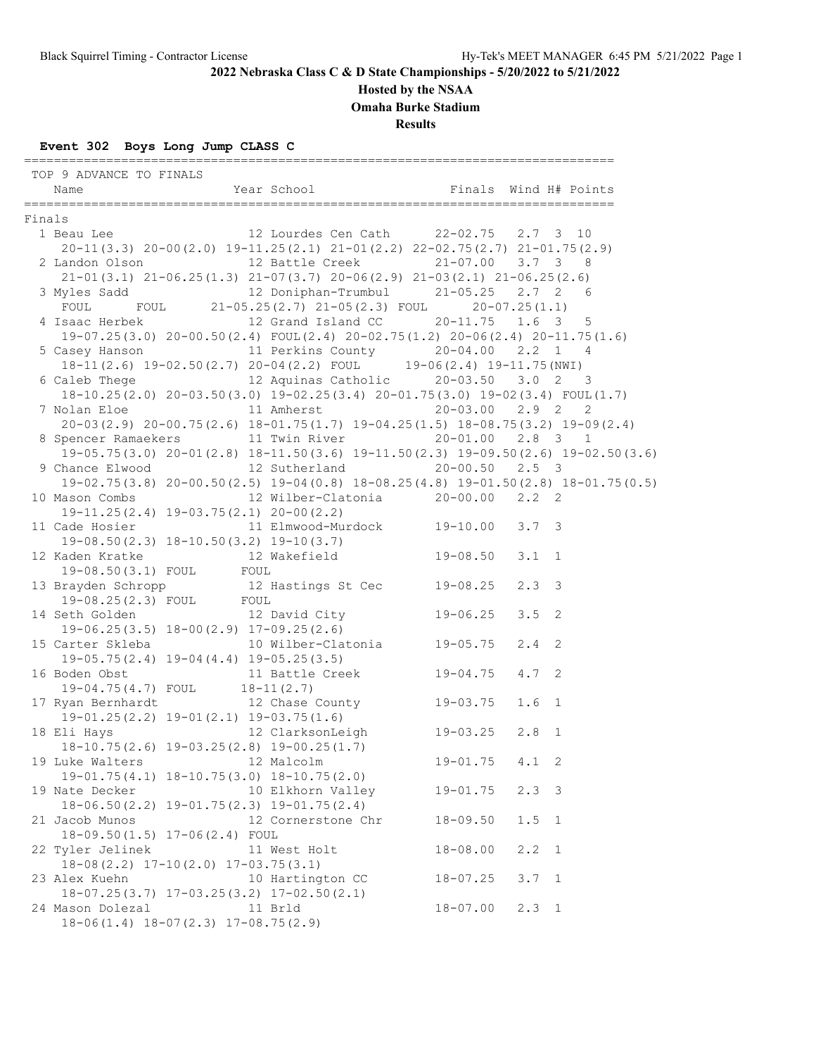# 2022 Nebraska Class C & D State Championships - 5/20/2022 to 5/21/2022

## Hosted by the NSAA

## Omaha Burke Stadium

## Results

### Event 302 Boys Long Jump CLASS C

TOP 9 ADVANCE TO FINALS

| Place | Name | Year | School | Finals | Wind | H# | Points |
|---|---|---|---|---|---|---|---|
| **Finals** | | | | | | | |
| 1 | Beau Lee | 12 | Lourdes Cen Cath | 22-02.75 | 2.7 | 3 | 10 |
| | 20-11(3.3) 20-00(2.0) 19-11.25(2.1) 21-01(2.2) 22-02.75(2.7) 21-01.75(2.9) | | | | | | |
| 2 | Landon Olson | 12 | Battle Creek | 21-07.00 | 3.7 | 3 | 8 |
| | 21-01(3.1) 21-06.25(1.3) 21-07(3.7) 20-06(2.9) 21-03(2.1) 21-06.25(2.6) | | | | | | |
| 3 | Myles Sadd | 12 | Doniphan-Trumbul | 21-05.25 | 2.7 | 2 | 6 |
| | FOUL FOUL 21-05.25(2.7) 21-05(2.3) FOUL 20-07.25(1.1) | | | | | | |
| 4 | Isaac Herbek | 12 | Grand Island CC | 20-11.75 | 1.6 | 3 | 5 |
| | 19-07.25(3.0) 20-00.50(2.4) FOUL(2.4) 20-02.75(1.2) 20-06(2.4) 20-11.75(1.6) | | | | | | |
| 5 | Casey Hanson | 11 | Perkins County | 20-04.00 | 2.2 | 1 | 4 |
| | 18-11(2.6) 19-02.50(2.7) 20-04(2.2) FOUL 19-06(2.4) 19-11.75(NWI) | | | | | | |
| 6 | Caleb Thege | 12 | Aquinas Catholic | 20-03.50 | 3.0 | 2 | 3 |
| | 18-10.25(2.0) 20-03.50(3.0) 19-02.25(3.4) 20-01.75(3.0) 19-02(3.4) FOUL(1.7) | | | | | | |
| 7 | Nolan Eloe | 11 | Amherst | 20-03.00 | 2.9 | 2 | 2 |
| | 20-03(2.9) 20-00.75(2.6) 18-01.75(1.7) 19-04.25(1.5) 18-08.75(3.2) 19-09(2.4) | | | | | | |
| 8 | Spencer Ramaekers | 11 | Twin River | 20-01.00 | 2.8 | 3 | 1 |
| | 19-05.75(3.0) 20-01(2.8) 18-11.50(3.6) 19-11.50(2.3) 19-09.50(2.6) 19-02.50(3.6) | | | | | | |
| 9 | Chance Elwood | 12 | Sutherland | 20-00.50 | 2.5 | 3 | |
| | 19-02.75(3.8) 20-00.50(2.5) 19-04(0.8) 18-08.25(4.8) 19-01.50(2.8) 18-01.75(0.5) | | | | | | |
| 10 | Mason Combs | 12 | Wilber-Clatonia | 20-00.00 | 2.2 | 2 | |
| | 19-11.25(2.4) 19-03.75(2.1) 20-00(2.2) | | | | | | |
| 11 | Cade Hosier | 11 | Elmwood-Murdock | 19-10.00 | 3.7 | 3 | |
| | 19-08.50(2.3) 18-10.50(3.2) 19-10(3.7) | | | | | | |
| 12 | Kaden Kratke | 12 | Wakefield | 19-08.50 | 3.1 | 1 | |
| | 19-08.50(3.1) FOUL FOUL | | | | | | |
| 13 | Brayden Schropp | 12 | Hastings St Cec | 19-08.25 | 2.3 | 3 | |
| | 19-08.25(2.3) FOUL FOUL | | | | | | |
| 14 | Seth Golden | 12 | David City | 19-06.25 | 3.5 | 2 | |
| | 19-06.25(3.5) 18-00(2.9) 17-09.25(2.6) | | | | | | |
| 15 | Carter Skleba | 10 | Wilber-Clatonia | 19-05.75 | 2.4 | 2 | |
| | 19-05.75(2.4) 19-04(4.4) 19-05.25(3.5) | | | | | | |
| 16 | Boden Obst | 11 | Battle Creek | 19-04.75 | 4.7 | 2 | |
| | 19-04.75(4.7) FOUL 18-11(2.7) | | | | | | |
| 17 | Ryan Bernhardt | 12 | Chase County | 19-03.75 | 1.6 | 1 | |
| | 19-01.25(2.2) 19-01(2.1) 19-03.75(1.6) | | | | | | |
| 18 | Eli Hays | 12 | ClarksonLeigh | 19-03.25 | 2.8 | 1 | |
| | 18-10.75(2.6) 19-03.25(2.8) 19-00.25(1.7) | | | | | | |
| 19 | Luke Walters | 12 | Malcolm | 19-01.75 | 4.1 | 2 | |
| | 19-01.75(4.1) 18-10.75(3.0) 18-10.75(2.0) | | | | | | |
| 19 | Nate Decker | 10 | Elkhorn Valley | 19-01.75 | 2.3 | 3 | |
| | 18-06.50(2.2) 19-01.75(2.3) 19-01.75(2.4) | | | | | | |
| 21 | Jacob Munos | 12 | Cornerstone Chr | 18-09.50 | 1.5 | 1 | |
| | 18-09.50(1.5) 17-06(2.4) FOUL | | | | | | |
| 22 | Tyler Jelinek | 11 | West Holt | 18-08.00 | 2.2 | 1 | |
| | 18-08(2.2) 17-10(2.0) 17-03.75(3.1) | | | | | | |
| 23 | Alex Kuehn | 10 | Hartington CC | 18-07.25 | 3.7 | 1 | |
| | 18-07.25(3.7) 17-03.25(3.2) 17-02.50(2.1) | | | | | | |
| 24 | Mason Dolezal | 11 | Brld | 18-07.00 | 2.3 | 1 | |
| | 18-06(1.4) 18-07(2.3) 17-08.75(2.9) | | | | | | |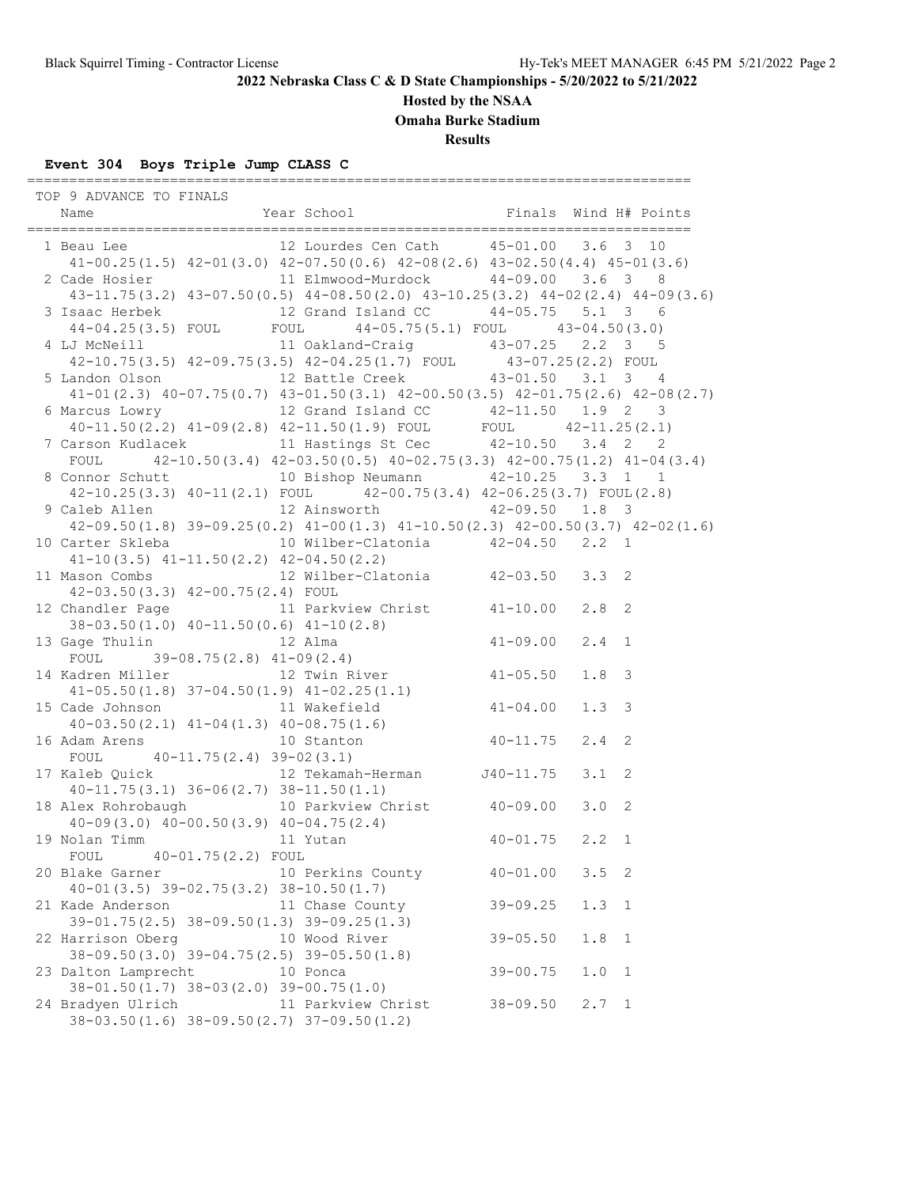**2022 Nebraska Class C & D State Championships - 5/20/2022 to 5/21/2022**

**Hosted by the NSAA**

**Omaha Burke Stadium**

**Results**

### Event 304 Boys Triple Jump CLASS C

```
================================================================================
 TOP 9 ADVANCE TO FINALS
    Name                    Year School                 Finals  Wind H# Points
================================================================================
  1 Beau Lee                 12 Lourdes Cen Cath      45-01.00   3.6  3  10
     41-00.25(1.5) 42-01(3.0) 42-07.50(0.6) 42-08(2.6) 43-02.50(4.4) 45-01(3.6)
  2 Cade Hosier              11 Elmwood-Murdock       44-09.00   3.6  3   8
     43-11.75(3.2) 43-07.50(0.5) 44-08.50(2.0) 43-10.25(3.2) 44-02(2.4) 44-09(3.6)
  3 Isaac Herbek             12 Grand Island CC       44-05.75   5.1  3   6
     44-04.25(3.5) FOUL      FOUL      44-05.75(5.1) FOUL      43-04.50(3.0)
  4 LJ McNeill               11 Oakland-Craig         43-07.25   2.2  3   5
     42-10.75(3.5) 42-09.75(3.5) 42-04.25(1.7) FOUL      43-07.25(2.2) FOUL
  5 Landon Olson             12 Battle Creek          43-01.50   3.1  3   4
     41-01(2.3) 40-07.75(0.7) 43-01.50(3.1) 42-00.50(3.5) 42-01.75(2.6) 42-08(2.7)
  6 Marcus Lowry             12 Grand Island CC       42-11.50   1.9  2   3
     40-11.50(2.2) 41-09(2.8) 42-11.50(1.9) FOUL      FOUL      42-11.25(2.1)
  7 Carson Kudlacek          11 Hastings St Cec       42-10.50   3.4  2   2
     FOUL      42-10.50(3.4) 42-03.50(0.5) 40-02.75(3.3) 42-00.75(1.2) 41-04(3.4)
  8 Connor Schutt            10 Bishop Neumann        42-10.25   3.3  1   1
     42-10.25(3.3) 40-11(2.1) FOUL      42-00.75(3.4) 42-06.25(3.7) FOUL(2.8)
  9 Caleb Allen              12 Ainsworth             42-09.50   1.8  3
     42-09.50(1.8) 39-09.25(0.2) 41-00(1.3) 41-10.50(2.3) 42-00.50(3.7) 42-02(1.6)
 10 Carter Skleba            10 Wilber-Clatonia       42-04.50   2.2  1
     41-10(3.5) 41-11.50(2.2) 42-04.50(2.2)
 11 Mason Combs              12 Wilber-Clatonia       42-03.50   3.3  2
     42-03.50(3.3) 42-00.75(2.4) FOUL
 12 Chandler Page            11 Parkview Christ       41-10.00   2.8  2
     38-03.50(1.0) 40-11.50(0.6) 41-10(2.8)
 13 Gage Thulin              12 Alma                  41-09.00   2.4  1
     FOUL      39-08.75(2.8) 41-09(2.4)
 14 Kadren Miller            12 Twin River            41-05.50   1.8  3
     41-05.50(1.8) 37-04.50(1.9) 41-02.25(1.1)
 15 Cade Johnson             11 Wakefield             41-04.00   1.3  3
     40-03.50(2.1) 41-04(1.3) 40-08.75(1.6)
 16 Adam Arens               10 Stanton               40-11.75   2.4  2
     FOUL      40-11.75(2.4) 39-02(3.1)
 17 Kaleb Quick              12 Tekamah-Herman       J40-11.75   3.1  2
     40-11.75(3.1) 36-06(2.7) 38-11.50(1.1)
 18 Alex Rohrobaugh          10 Parkview Christ       40-09.00   3.0  2
     40-09(3.0) 40-00.50(3.9) 40-04.75(2.4)
 19 Nolan Timm               11 Yutan                 40-01.75   2.2  1
     FOUL      40-01.75(2.2) FOUL
 20 Blake Garner             10 Perkins County        40-01.00   3.5  2
     40-01(3.5) 39-02.75(3.2) 38-10.50(1.7)
 21 Kade Anderson            11 Chase County          39-09.25   1.3  1
     39-01.75(2.5) 38-09.50(1.3) 39-09.25(1.3)
 22 Harrison Oberg           10 Wood River            39-05.50   1.8  1
     38-09.50(3.0) 39-04.75(2.5) 39-05.50(1.8)
 23 Dalton Lamprecht         10 Ponca                 39-00.75   1.0  1
     38-01.50(1.7) 38-03(2.0) 39-00.75(1.0)
 24 Bradyen Ulrich           11 Parkview Christ       38-09.50   2.7  1
     38-03.50(1.6) 38-09.50(2.7) 37-09.50(1.2)
```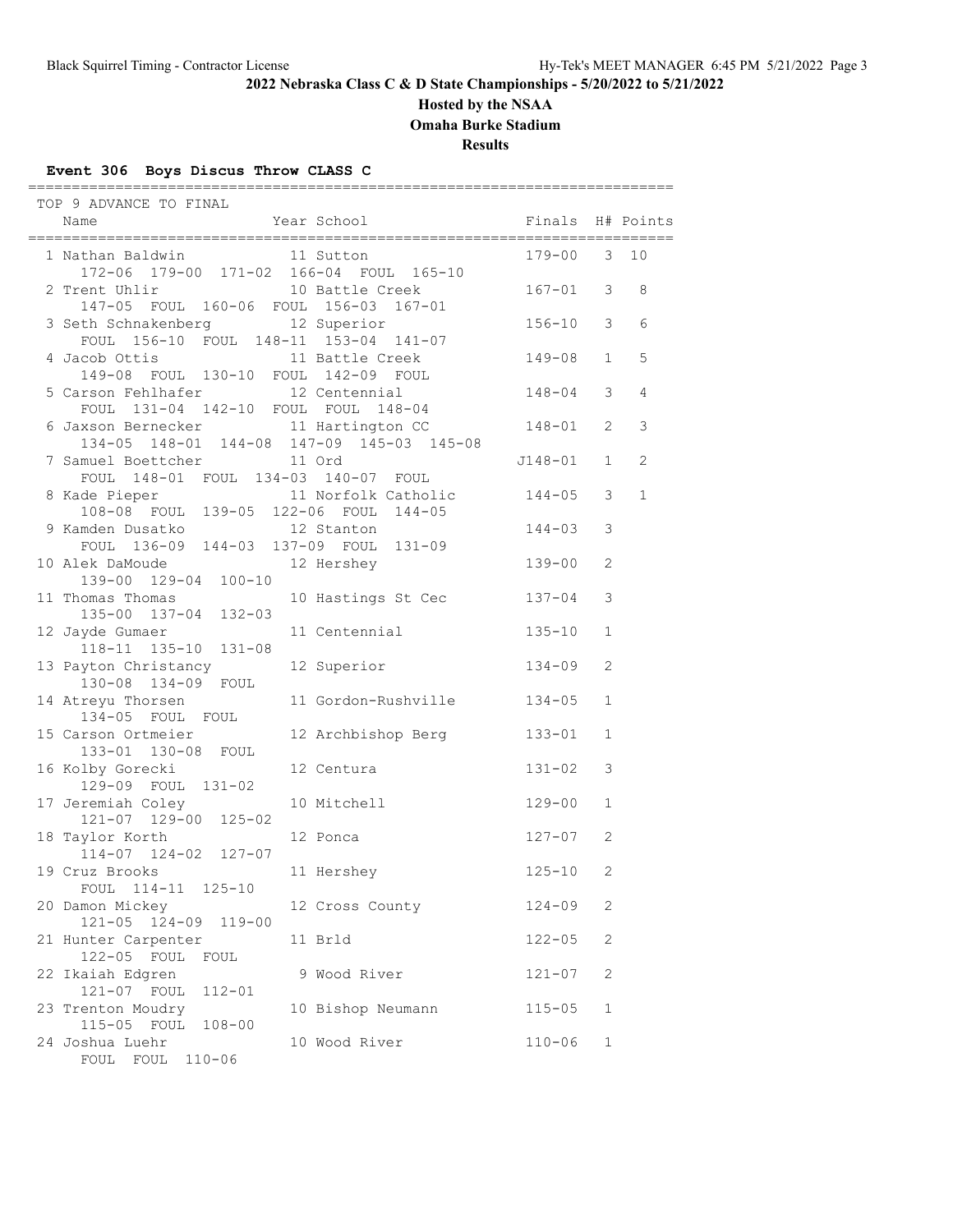## 2022 Nebraska Class C & D State Championships - 5/20/2022 to 5/21/2022

**Hosted by the NSAA**

**Omaha Burke Stadium**

**Results**

### Event 306 Boys Discus Throw CLASS C

TOP 9 ADVANCE TO FINAL

| Place | Name | Year | School | Finals | H# | Points |
|---|---|---|---|---|---|---|
| 1 | Nathan Baldwin | 11 | Sutton | 179-00 | 3 | 10 |
| | 172-06 179-00 171-02 166-04 FOUL 165-10 | | | | | |
| 2 | Trent Uhlir | 10 | Battle Creek | 167-01 | 3 | 8 |
| | 147-05 FOUL 160-06 FOUL 156-03 167-01 | | | | | |
| 3 | Seth Schnakenberg | 12 | Superior | 156-10 | 3 | 6 |
| | FOUL 156-10 FOUL 148-11 153-04 141-07 | | | | | |
| 4 | Jacob Ottis | 11 | Battle Creek | 149-08 | 1 | 5 |
| | 149-08 FOUL 130-10 FOUL 142-09 FOUL | | | | | |
| 5 | Carson Fehlhafer | 12 | Centennial | 148-04 | 3 | 4 |
| | FOUL 131-04 142-10 FOUL FOUL 148-04 | | | | | |
| 6 | Jaxson Bernecker | 11 | Hartington CC | 148-01 | 2 | 3 |
| | 134-05 148-01 144-08 147-09 145-03 145-08 | | | | | |
| 7 | Samuel Boettcher | 11 | Ord | J148-01 | 1 | 2 |
| | FOUL 148-01 FOUL 134-03 140-07 FOUL | | | | | |
| 8 | Kade Pieper | 11 | Norfolk Catholic | 144-05 | 3 | 1 |
| | 108-08 FOUL 139-05 122-06 FOUL 144-05 | | | | | |
| 9 | Kamden Dusatko | 12 | Stanton | 144-03 | 3 | |
| | FOUL 136-09 144-03 137-09 FOUL 131-09 | | | | | |
| 10 | Alek DaMoude | 12 | Hershey | 139-00 | 2 | |
| | 139-00 129-04 100-10 | | | | | |
| 11 | Thomas Thomas | 10 | Hastings St Cec | 137-04 | 3 | |
| | 135-00 137-04 132-03 | | | | | |
| 12 | Jayde Gumaer | 11 | Centennial | 135-10 | 1 | |
| | 118-11 135-10 131-08 | | | | | |
| 13 | Payton Christancy | 12 | Superior | 134-09 | 2 | |
| | 130-08 134-09 FOUL | | | | | |
| 14 | Atreyu Thorsen | 11 | Gordon-Rushville | 134-05 | 1 | |
| | 134-05 FOUL FOUL | | | | | |
| 15 | Carson Ortmeier | 12 | Archbishop Berg | 133-01 | 1 | |
| | 133-01 130-08 FOUL | | | | | |
| 16 | Kolby Gorecki | 12 | Centura | 131-02 | 3 | |
| | 129-09 FOUL 131-02 | | | | | |
| 17 | Jeremiah Coley | 10 | Mitchell | 129-00 | 1 | |
| | 121-07 129-00 125-02 | | | | | |
| 18 | Taylor Korth | 12 | Ponca | 127-07 | 2 | |
| | 114-07 124-02 127-07 | | | | | |
| 19 | Cruz Brooks | 11 | Hershey | 125-10 | 2 | |
| | FOUL 114-11 125-10 | | | | | |
| 20 | Damon Mickey | 12 | Cross County | 124-09 | 2 | |
| | 121-05 124-09 119-00 | | | | | |
| 21 | Hunter Carpenter | 11 | Brld | 122-05 | 2 | |
| | 122-05 FOUL FOUL | | | | | |
| 22 | Ikaiah Edgren | 9 | Wood River | 121-07 | 2 | |
| | 121-07 FOUL 112-01 | | | | | |
| 23 | Trenton Moudry | 10 | Bishop Neumann | 115-05 | 1 | |
| | 115-05 FOUL 108-00 | | | | | |
| 24 | Joshua Luehr | 10 | Wood River | 110-06 | 1 | |
| | FOUL FOUL 110-06 | | | | | |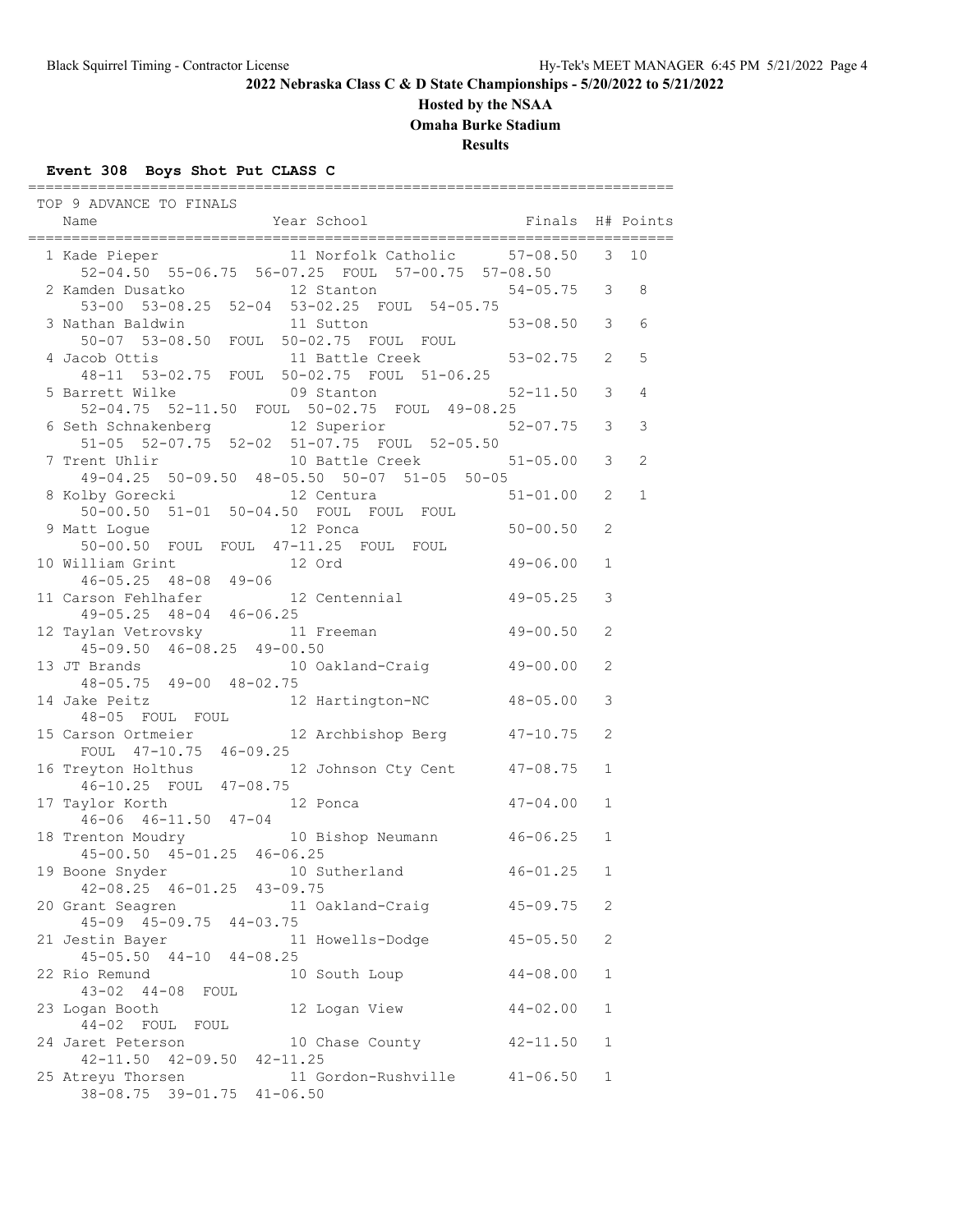# 2022 Nebraska Class C & D State Championships - 5/20/2022 to 5/21/2022

## Hosted by the NSAA

## Omaha Burke Stadium

## Results

### Event 308 Boys Shot Put CLASS C

TOP 9 ADVANCE TO FINALS

| Place | Name | Year | School | Finals | H# | Points |
|---|---|---|---|---|---|---|
| 1 | Kade Pieper | 11 | Norfolk Catholic | 57-08.50 | 3 | 10 |
| | 52-04.50 55-06.75 56-07.25 FOUL 57-00.75 57-08.50 | | | | | |
| 2 | Kamden Dusatko | 12 | Stanton | 54-05.75 | 3 | 8 |
| | 53-00 53-08.25 52-04 53-02.25 FOUL 54-05.75 | | | | | |
| 3 | Nathan Baldwin | 11 | Sutton | 53-08.50 | 3 | 6 |
| | 50-07 53-08.50 FOUL 50-02.75 FOUL FOUL | | | | | |
| 4 | Jacob Ottis | 11 | Battle Creek | 53-02.75 | 2 | 5 |
| | 48-11 53-02.75 FOUL 50-02.75 FOUL 51-06.25 | | | | | |
| 5 | Barrett Wilke | 09 | Stanton | 52-11.50 | 3 | 4 |
| | 52-04.75 52-11.50 FOUL 50-02.75 FOUL 49-08.25 | | | | | |
| 6 | Seth Schnakenberg | 12 | Superior | 52-07.75 | 3 | 3 |
| | 51-05 52-07.75 52-02 51-07.75 FOUL 52-05.50 | | | | | |
| 7 | Trent Uhlir | 10 | Battle Creek | 51-05.00 | 3 | 2 |
| | 49-04.25 50-09.50 48-05.50 50-07 51-05 50-05 | | | | | |
| 8 | Kolby Gorecki | 12 | Centura | 51-01.00 | 2 | 1 |
| | 50-00.50 51-01 50-04.50 FOUL FOUL FOUL | | | | | |
| 9 | Matt Logue | 12 | Ponca | 50-00.50 | 2 | |
| | 50-00.50 FOUL FOUL 47-11.25 FOUL FOUL | | | | | |
| 10 | William Grint | 12 | Ord | 49-06.00 | 1 | |
| | 46-05.25 48-08 49-06 | | | | | |
| 11 | Carson Fehlhafer | 12 | Centennial | 49-05.25 | 3 | |
| | 49-05.25 48-04 46-06.25 | | | | | |
| 12 | Taylan Vetrovsky | 11 | Freeman | 49-00.50 | 2 | |
| | 45-09.50 46-08.25 49-00.50 | | | | | |
| 13 | JT Brands | 10 | Oakland-Craig | 49-00.00 | 2 | |
| | 48-05.75 49-00 48-02.75 | | | | | |
| 14 | Jake Peitz | 12 | Hartington-NC | 48-05.00 | 3 | |
| | 48-05 FOUL FOUL | | | | | |
| 15 | Carson Ortmeier | 12 | Archbishop Berg | 47-10.75 | 2 | |
| | FOUL 47-10.75 46-09.25 | | | | | |
| 16 | Treyton Holthus | 12 | Johnson Cty Cent | 47-08.75 | 1 | |
| | 46-10.25 FOUL 47-08.75 | | | | | |
| 17 | Taylor Korth | 12 | Ponca | 47-04.00 | 1 | |
| | 46-06 46-11.50 47-04 | | | | | |
| 18 | Trenton Moudry | 10 | Bishop Neumann | 46-06.25 | 1 | |
| | 45-00.50 45-01.25 46-06.25 | | | | | |
| 19 | Boone Snyder | 10 | Sutherland | 46-01.25 | 1 | |
| | 42-08.25 46-01.25 43-09.75 | | | | | |
| 20 | Grant Seagren | 11 | Oakland-Craig | 45-09.75 | 2 | |
| | 45-09 45-09.75 44-03.75 | | | | | |
| 21 | Jestin Bayer | 11 | Howells-Dodge | 45-05.50 | 2 | |
| | 45-05.50 44-10 44-08.25 | | | | | |
| 22 | Rio Remund | 10 | South Loup | 44-08.00 | 1 | |
| | 43-02 44-08 FOUL | | | | | |
| 23 | Logan Booth | 12 | Logan View | 44-02.00 | 1 | |
| | 44-02 FOUL FOUL | | | | | |
| 24 | Jaret Peterson | 10 | Chase County | 42-11.50 | 1 | |
| | 42-11.50 42-09.50 42-11.25 | | | | | |
| 25 | Atreyu Thorsen | 11 | Gordon-Rushville | 41-06.50 | 1 | |
| | 38-08.75 39-01.75 41-06.50 | | | | | |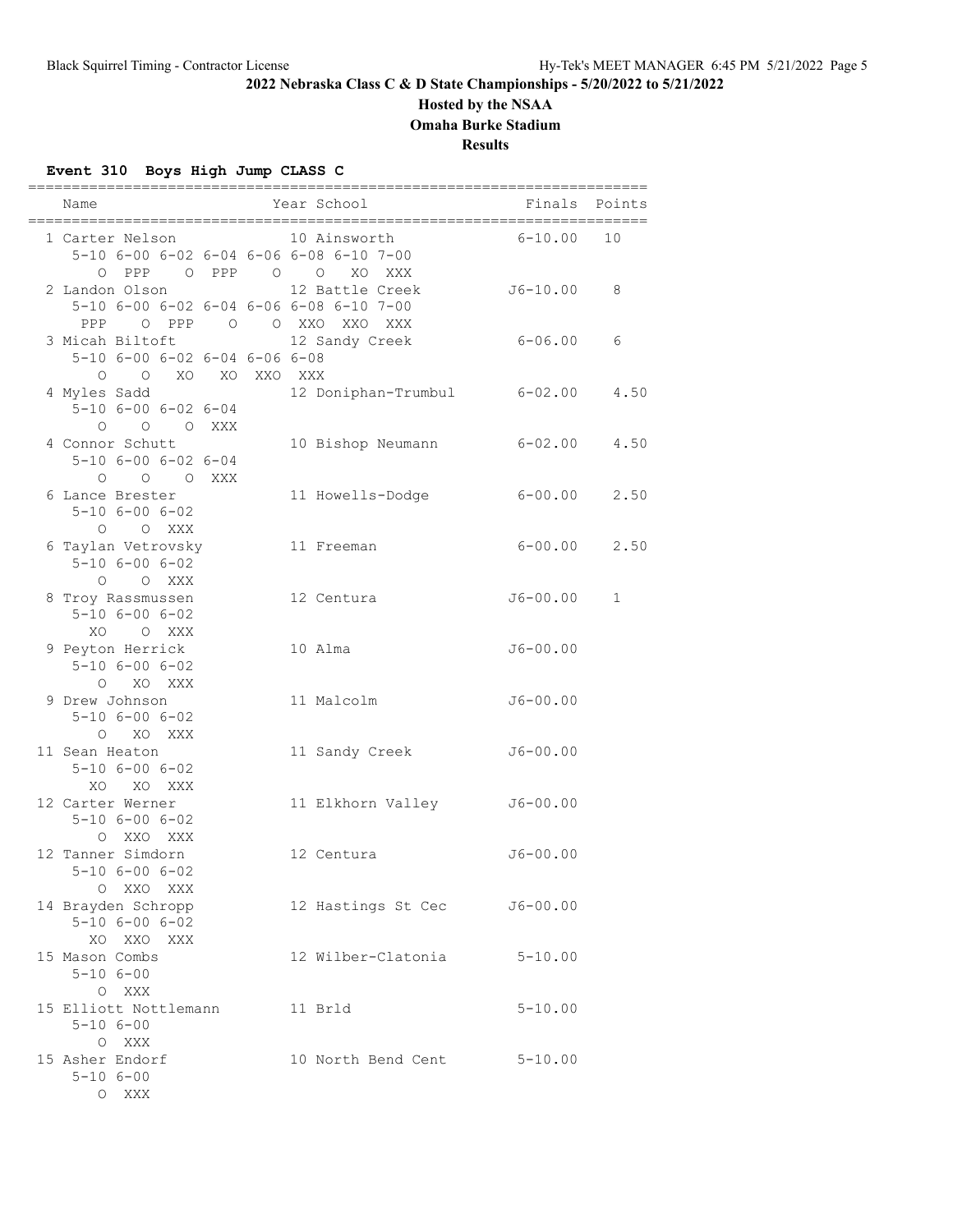## 2022 Nebraska Class C & D State Championships - 5/20/2022 to 5/21/2022

**Hosted by the NSAA**

**Omaha Burke Stadium**

**Results**

### Event 310 Boys High Jump CLASS C

```
=======================================================================
   Name                    Year School                 Finals  Points
=======================================================================
  1 Carter Nelson          10 Ainsworth              6-10.00   10
     5-10 6-00 6-02 6-04 6-06 6-08 6-10 7-00
        O  PPP    O  PPP    O    O   XO  XXX
  2 Landon Olson           12 Battle Creek          J6-10.00    8
     5-10 6-00 6-02 6-04 6-06 6-08 6-10 7-00
      PPP    O  PPP    O    O  XXO  XXO  XXX
  3 Micah Biltoft          12 Sandy Creek            6-06.00    6
     5-10 6-00 6-02 6-04 6-06 6-08
        O    O   XO   XO  XXO  XXX
  4 Myles Sadd             12 Doniphan-Trumbul       6-02.00    4.50
     5-10 6-00 6-02 6-04
        O    O    O  XXX
  4 Connor Schutt          10 Bishop Neumann         6-02.00    4.50
     5-10 6-00 6-02 6-04
        O    O    O  XXX
  6 Lance Brester          11 Howells-Dodge          6-00.00    2.50
     5-10 6-00 6-02
        O    O  XXX
  6 Taylan Vetrovsky       11 Freeman                6-00.00    2.50
     5-10 6-00 6-02
        O    O  XXX
  8 Troy Rassmussen        12 Centura               J6-00.00    1
     5-10 6-00 6-02
       XO    O  XXX
  9 Peyton Herrick         10 Alma                  J6-00.00
     5-10 6-00 6-02
        O   XO  XXX
  9 Drew Johnson           11 Malcolm               J6-00.00
     5-10 6-00 6-02
        O   XO  XXX
 11 Sean Heaton            11 Sandy Creek           J6-00.00
     5-10 6-00 6-02
       XO   XO  XXX
 12 Carter Werner          11 Elkhorn Valley        J6-00.00
     5-10 6-00 6-02
        O  XXO  XXX
 12 Tanner Simdorn         12 Centura               J6-00.00
     5-10 6-00 6-02
        O  XXO  XXX
 14 Brayden Schropp        12 Hastings St Cec       J6-00.00
     5-10 6-00 6-02
       XO  XXO  XXX
 15 Mason Combs            12 Wilber-Clatonia        5-10.00
     5-10 6-00
        O  XXX
 15 Elliott Nottlemann     11 Brld                   5-10.00
     5-10 6-00
        O  XXX
 15 Asher Endorf           10 North Bend Cent        5-10.00
     5-10 6-00
        O  XXX
```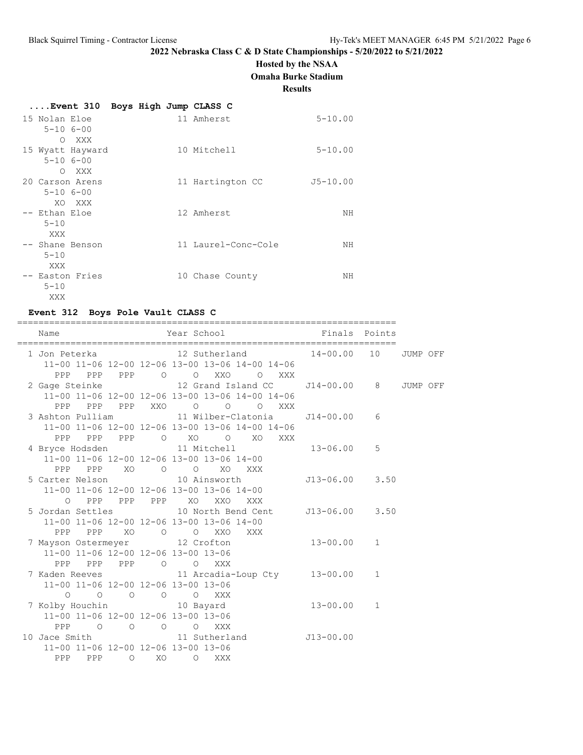**2022 Nebraska Class C & D State Championships - 5/20/2022 to 5/21/2022**

**Hosted by the NSAA**

**Omaha Burke Stadium**

**Results**

### ....Event 310 Boys High Jump CLASS C

```
 15 Nolan Eloe                 11 Amherst               5-10.00
     5-10 6-00
        O  XXX
 15 Wyatt Hayward              10 Mitchell              5-10.00
     5-10 6-00
        O  XXX
 20 Carson Arens               11 Hartington CC        J5-10.00
     5-10 6-00
       XO  XXX
 -- Ethan Eloe                 12 Amherst                    NH
     5-10
      XXX
 -- Shane Benson               11 Laurel-Conc-Cole           NH
     5-10
      XXX
 -- Easton Fries               10 Chase County               NH
     5-10
      XXX
```

### Event 312 Boys Pole Vault CLASS C

```
=======================================================================
    Name                    Year School                 Finals  Points
=======================================================================
  1 Jon Peterka              12 Sutherland             14-00.00   10    JUMP OFF
     11-00 11-06 12-00 12-06 13-00 13-06 14-00 14-06
       PPP   PPP   PPP     O     O   XXO     O   XXX
  2 Gage Steinke             12 Grand Island CC       J14-00.00    8    JUMP OFF
     11-00 11-06 12-00 12-06 13-00 13-06 14-00 14-06
       PPP   PPP   PPP   XXO     O     O     O   XXX
  3 Ashton Pulliam           11 Wilber-Clatonia       J14-00.00    6
     11-00 11-06 12-00 12-06 13-00 13-06 14-00 14-06
       PPP   PPP   PPP     O    XO     O    XO   XXX
  4 Bryce Hodsden            11 Mitchell               13-06.00    5
     11-00 11-06 12-00 12-06 13-00 13-06 14-00
       PPP   PPP    XO     O     O    XO   XXX
  5 Carter Nelson            10 Ainsworth             J13-06.00    3.50
     11-00 11-06 12-00 12-06 13-00 13-06 14-00
         O   PPP   PPP   PPP    XO   XXO   XXX
  5 Jordan Settles           10 North Bend Cent       J13-06.00    3.50
     11-00 11-06 12-00 12-06 13-00 13-06 14-00
       PPP   PPP    XO     O     O   XXO   XXX
  7 Mayson Ostermeyer        12 Crofton                13-00.00    1
     11-00 11-06 12-00 12-06 13-00 13-06
       PPP   PPP   PPP     O     O   XXX
  7 Kaden Reeves             11 Arcadia-Loup Cty       13-00.00    1
     11-00 11-06 12-00 12-06 13-00 13-06
         O     O     O     O     O   XXX
  7 Kolby Houchin            10 Bayard                 13-00.00    1
     11-00 11-06 12-00 12-06 13-00 13-06
       PPP     O     O     O     O   XXX
 10 Jace Smith               11 Sutherland            J13-00.00
     11-00 11-06 12-00 12-06 13-00 13-06
       PPP   PPP     O    XO     O   XXX
```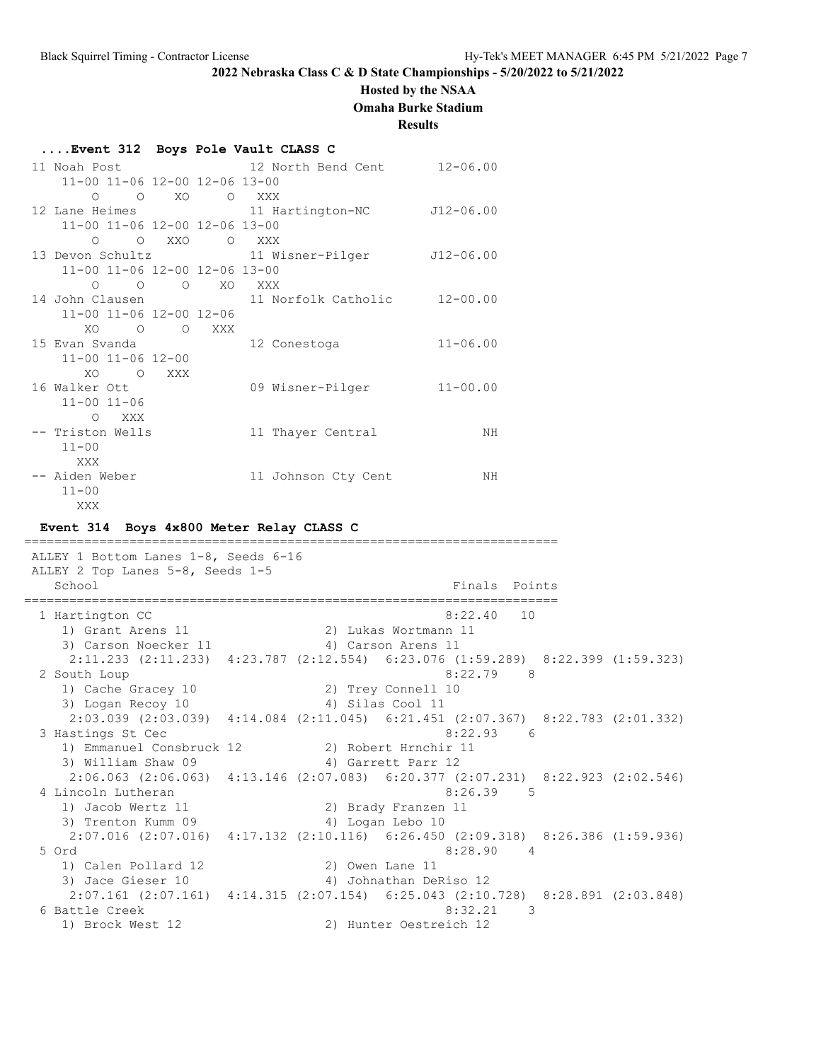**2022 Nebraska Class C & D State Championships - 5/20/2022 to 5/21/2022**

**Hosted by the NSAA**

**Omaha Burke Stadium**

**Results**

### ....Event 312 Boys Pole Vault CLASS C

```
 11 Noah Post                 12 North Bend Cent      12-06.00
     11-00 11-06 12-00 12-06 13-00
         O     O    XO     O   XXX
 12 Lane Heimes               11 Hartington-NC       J12-06.00
     11-00 11-06 12-00 12-06 13-00
         O     O   XXO     O   XXX
 13 Devon Schultz             11 Wisner-Pilger       J12-06.00
     11-00 11-06 12-00 12-06 13-00
         O     O     O    XO   XXX
 14 John Clausen              11 Norfolk Catholic     12-00.00
     11-00 11-06 12-00 12-06
        XO     O     O   XXX
 15 Evan Svanda               12 Conestoga            11-06.00
     11-00 11-06 12-00
        XO     O   XXX
 16 Walker Ott                09 Wisner-Pilger        11-00.00
     11-00 11-06
         O   XXX
 -- Triston Wells             11 Thayer Central             NH
     11-00
       XXX
 -- Aiden Weber               11 Johnson Cty Cent           NH
     11-00
       XXX
```

### Event 314 Boys 4x800 Meter Relay CLASS C

```
=======================================================================
 ALLEY 1 Bottom Lanes 1-8, Seeds 6-16
 ALLEY 2 Top Lanes 5-8, Seeds 1-5
    School                                            Finals  Points
=======================================================================
  1 Hartington CC                                     8:22.40   10
     1) Grant Arens 11                  2) Lukas Wortmann 11
     3) Carson Noecker 11               4) Carson Arens 11
      2:11.233 (2:11.233)  4:23.787 (2:12.554)  6:23.076 (1:59.289)  8:22.399 (1:59.323)
  2 South Loup                                        8:22.79    8
     1) Cache Gracey 10                 2) Trey Connell 10
     3) Logan Recoy 10                  4) Silas Cool 11
      2:03.039 (2:03.039)  4:14.084 (2:11.045)  6:21.451 (2:07.367)  8:22.783 (2:01.332)
  3 Hastings St Cec                                   8:22.93    6
     1) Emmanuel Consbruck 12           2) Robert Hrnchir 11
     3) William Shaw 09                 4) Garrett Parr 12
      2:06.063 (2:06.063)  4:13.146 (2:07.083)  6:20.377 (2:07.231)  8:22.923 (2:02.546)
  4 Lincoln Lutheran                                  8:26.39    5
     1) Jacob Wertz 11                  2) Brady Franzen 11
     3) Trenton Kumm 09                 4) Logan Lebo 10
      2:07.016 (2:07.016)  4:17.132 (2:10.116)  6:26.450 (2:09.318)  8:26.386 (1:59.936)
  5 Ord                                               8:28.90    4
     1) Calen Pollard 12                2) Owen Lane 11
     3) Jace Gieser 10                  4) Johnathan DeRiso 12
      2:07.161 (2:07.161)  4:14.315 (2:07.154)  6:25.043 (2:10.728)  8:28.891 (2:03.848)
  6 Battle Creek                                      8:32.21    3
     1) Brock West 12                   2) Hunter Oestreich 12
```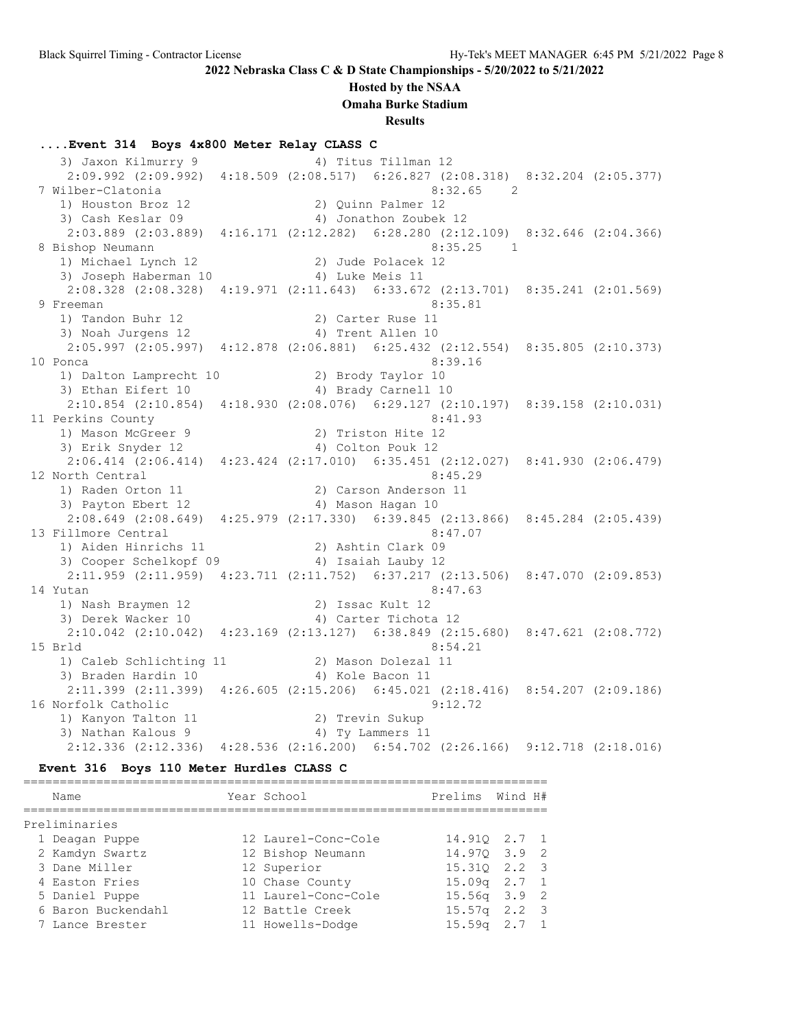## 2022 Nebraska Class C & D State Championships - 5/20/2022 to 5/21/2022

### Hosted by the NSAA

### Omaha Burke Stadium

### Results

**....Event 314 Boys 4x800 Meter Relay CLASS C**

```
    3) Jaxon Kilmurry 9              4) Titus Tillman 12
     2:09.992 (2:09.992)  4:18.509 (2:08.517)  6:26.827 (2:08.318)  8:32.204 (2:05.377)
  7 Wilber-Clatonia                                         8:32.65    2
    1) Houston Broz 12               2) Quinn Palmer 12
    3) Cash Keslar 09                4) Jonathon Zoubek 12
     2:03.889 (2:03.889)  4:16.171 (2:12.282)  6:28.280 (2:12.109)  8:32.646 (2:04.366)
  8 Bishop Neumann                                          8:35.25    1
    1) Michael Lynch 12              2) Jude Polacek 12
    3) Joseph Haberman 10            4) Luke Meis 11
     2:08.328 (2:08.328)  4:19.971 (2:11.643)  6:33.672 (2:13.701)  8:35.241 (2:01.569)
  9 Freeman                                                 8:35.81
    1) Tandon Buhr 12                2) Carter Ruse 11
    3) Noah Jurgens 12               4) Trent Allen 10
     2:05.997 (2:05.997)  4:12.878 (2:06.881)  6:25.432 (2:12.554)  8:35.805 (2:10.373)
 10 Ponca                                                   8:39.16
    1) Dalton Lamprecht 10           2) Brody Taylor 10
    3) Ethan Eifert 10               4) Brady Carnell 10
     2:10.854 (2:10.854)  4:18.930 (2:08.076)  6:29.127 (2:10.197)  8:39.158 (2:10.031)
 11 Perkins County                                          8:41.93
    1) Mason McGreer 9               2) Triston Hite 12
    3) Erik Snyder 12                4) Colton Pouk 12
     2:06.414 (2:06.414)  4:23.424 (2:17.010)  6:35.451 (2:12.027)  8:41.930 (2:06.479)
 12 North Central                                           8:45.29
    1) Raden Orton 11                2) Carson Anderson 11
    3) Payton Ebert 12               4) Mason Hagan 10
     2:08.649 (2:08.649)  4:25.979 (2:17.330)  6:39.845 (2:13.866)  8:45.284 (2:05.439)
 13 Fillmore Central                                        8:47.07
    1) Aiden Hinrichs 11             2) Ashtin Clark 09
    3) Cooper Schelkopf 09           4) Isaiah Lauby 12
     2:11.959 (2:11.959)  4:23.711 (2:11.752)  6:37.217 (2:13.506)  8:47.070 (2:09.853)
 14 Yutan                                                   8:47.63
    1) Nash Braymen 12               2) Issac Kult 12
    3) Derek Wacker 10               4) Carter Tichota 12
     2:10.042 (2:10.042)  4:23.169 (2:13.127)  6:38.849 (2:15.680)  8:47.621 (2:08.772)
 15 Brld                                                    8:54.21
    1) Caleb Schlichting 11          2) Mason Dolezal 11
    3) Braden Hardin 10              4) Kole Bacon 11
     2:11.399 (2:11.399)  4:26.605 (2:15.206)  6:45.021 (2:18.416)  8:54.207 (2:09.186)
 16 Norfolk Catholic                                        9:12.72
    1) Kanyon Talton 11              2) Trevin Sukup
    3) Nathan Kalous 9               4) Ty Lammers 11
     2:12.336 (2:12.336)  4:28.536 (2:16.200)  6:54.702 (2:26.166)  9:12.718 (2:18.016)
```

**Event 316 Boys 110 Meter Hurdles CLASS C**

| | Name | Year | School | Prelims | Wind | H# |
|---|---|---|---|---|---|---|
| **Preliminaries** | | | | | | |
| 1 | Deagan Puppe | 12 | Laurel-Conc-Cole | 14.91Q | 2.7 | 1 |
| 2 | Kamdyn Swartz | 12 | Bishop Neumann | 14.97Q | 3.9 | 2 |
| 3 | Dane Miller | 12 | Superior | 15.31Q | 2.2 | 3 |
| 4 | Easton Fries | 10 | Chase County | 15.09q | 2.7 | 1 |
| 5 | Daniel Puppe | 11 | Laurel-Conc-Cole | 15.56q | 3.9 | 2 |
| 6 | Baron Buckendahl | 12 | Battle Creek | 15.57q | 2.2 | 3 |
| 7 | Lance Brester | 11 | Howells-Dodge | 15.59q | 2.7 | 1 |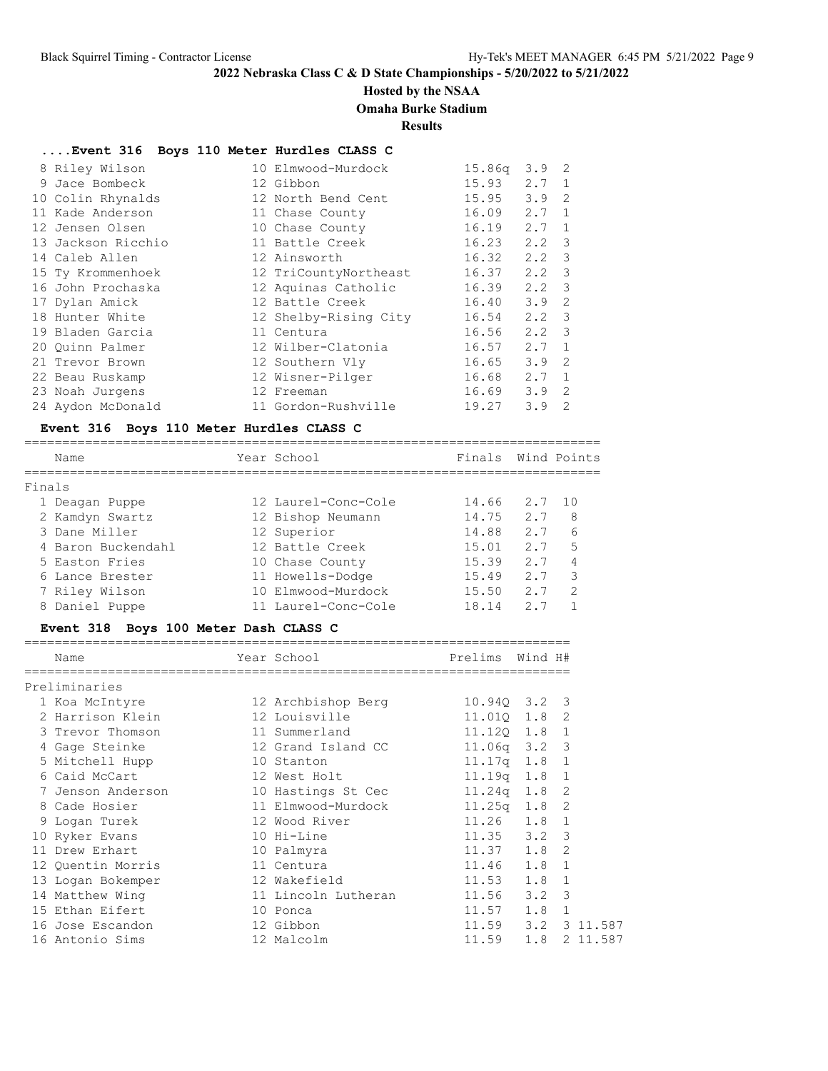**2022 Nebraska Class C & D State Championships - 5/20/2022 to 5/21/2022**

**Hosted by the NSAA**

**Omaha Burke Stadium**

**Results**

### ....Event 316 Boys 110 Meter Hurdles CLASS C

| Place | Name | Year | School | Prelims | Wind | H# |
|---|---|---|---|---|---|---|
| 8 | Riley Wilson | 10 | Elmwood-Murdock | 15.86q | 3.9 | 2 |
| 9 | Jace Bombeck | 12 | Gibbon | 15.93 | 2.7 | 1 |
| 10 | Colin Rhynalds | 12 | North Bend Cent | 15.95 | 3.9 | 2 |
| 11 | Kade Anderson | 11 | Chase County | 16.09 | 2.7 | 1 |
| 12 | Jensen Olsen | 10 | Chase County | 16.19 | 2.7 | 1 |
| 13 | Jackson Ricchio | 11 | Battle Creek | 16.23 | 2.2 | 3 |
| 14 | Caleb Allen | 12 | Ainsworth | 16.32 | 2.2 | 3 |
| 15 | Ty Krommenhoek | 12 | TriCountyNortheast | 16.37 | 2.2 | 3 |
| 16 | John Prochaska | 12 | Aquinas Catholic | 16.39 | 2.2 | 3 |
| 17 | Dylan Amick | 12 | Battle Creek | 16.40 | 3.9 | 2 |
| 18 | Hunter White | 12 | Shelby-Rising City | 16.54 | 2.2 | 3 |
| 19 | Bladen Garcia | 11 | Centura | 16.56 | 2.2 | 3 |
| 20 | Quinn Palmer | 12 | Wilber-Clatonia | 16.57 | 2.7 | 1 |
| 21 | Trevor Brown | 12 | Southern Vly | 16.65 | 3.9 | 2 |
| 22 | Beau Ruskamp | 12 | Wisner-Pilger | 16.68 | 2.7 | 1 |
| 23 | Noah Jurgens | 12 | Freeman | 16.69 | 3.9 | 2 |
| 24 | Aydon McDonald | 11 | Gordon-Rushville | 19.27 | 3.9 | 2 |

### Event 316 Boys 110 Meter Hurdles CLASS C

Finals

| Place | Name | Year | School | Finals | Wind | Points |
|---|---|---|---|---|---|---|
| 1 | Deagan Puppe | 12 | Laurel-Conc-Cole | 14.66 | 2.7 | 10 |
| 2 | Kamdyn Swartz | 12 | Bishop Neumann | 14.75 | 2.7 | 8 |
| 3 | Dane Miller | 12 | Superior | 14.88 | 2.7 | 6 |
| 4 | Baron Buckendahl | 12 | Battle Creek | 15.01 | 2.7 | 5 |
| 5 | Easton Fries | 10 | Chase County | 15.39 | 2.7 | 4 |
| 6 | Lance Brester | 11 | Howells-Dodge | 15.49 | 2.7 | 3 |
| 7 | Riley Wilson | 10 | Elmwood-Murdock | 15.50 | 2.7 | 2 |
| 8 | Daniel Puppe | 11 | Laurel-Conc-Cole | 18.14 | 2.7 | 1 |

### Event 318 Boys 100 Meter Dash CLASS C

Preliminaries

| Place | Name | Year | School | Prelims | Wind | H# | |
|---|---|---|---|---|---|---|---|
| 1 | Koa McIntyre | 12 | Archbishop Berg | 10.94Q | 3.2 | 3 | |
| 2 | Harrison Klein | 12 | Louisville | 11.01Q | 1.8 | 2 | |
| 3 | Trevor Thomson | 11 | Summerland | 11.12Q | 1.8 | 1 | |
| 4 | Gage Steinke | 12 | Grand Island CC | 11.06q | 3.2 | 3 | |
| 5 | Mitchell Hupp | 10 | Stanton | 11.17q | 1.8 | 1 | |
| 6 | Caid McCart | 12 | West Holt | 11.19q | 1.8 | 1 | |
| 7 | Jenson Anderson | 10 | Hastings St Cec | 11.24q | 1.8 | 2 | |
| 8 | Cade Hosier | 11 | Elmwood-Murdock | 11.25q | 1.8 | 2 | |
| 9 | Logan Turek | 12 | Wood River | 11.26 | 1.8 | 1 | |
| 10 | Ryker Evans | 10 | Hi-Line | 11.35 | 3.2 | 3 | |
| 11 | Drew Erhart | 10 | Palmyra | 11.37 | 1.8 | 2 | |
| 12 | Quentin Morris | 11 | Centura | 11.46 | 1.8 | 1 | |
| 13 | Logan Bokemper | 12 | Wakefield | 11.53 | 1.8 | 1 | |
| 14 | Matthew Wing | 11 | Lincoln Lutheran | 11.56 | 3.2 | 3 | |
| 15 | Ethan Eifert | 10 | Ponca | 11.57 | 1.8 | 1 | |
| 16 | Jose Escandon | 12 | Gibbon | 11.59 | 3.2 | 3 | 11.587 |
| 16 | Antonio Sims | 12 | Malcolm | 11.59 | 1.8 | 2 | 11.587 |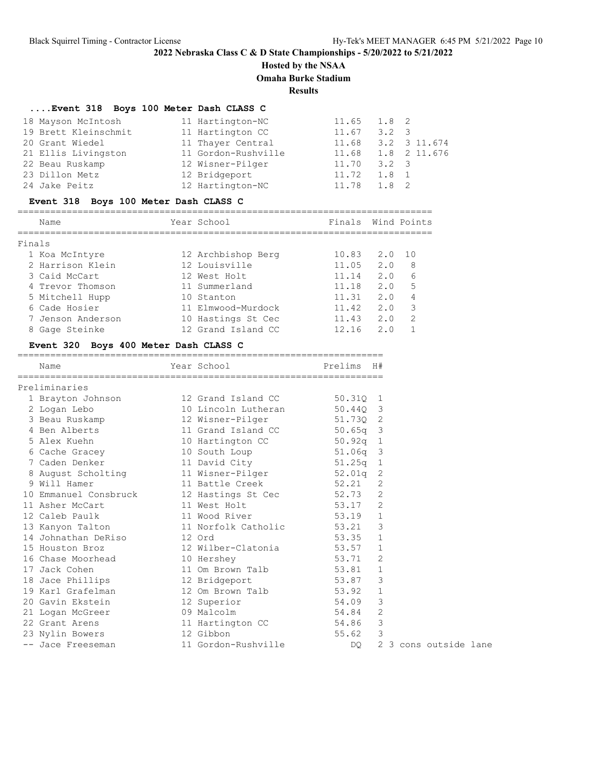# 2022 Nebraska Class C & D State Championships - 5/20/2022 to 5/21/2022

**Hosted by the NSAA**

**Omaha Burke Stadium**

**Results**

### ....Event 318 Boys 100 Meter Dash CLASS C

| # | Name | Year | School | Prelims | Wind | H# | |
|---|---|---|---|---|---|---|---|
| 18 | Mayson McIntosh | 11 | Hartington-NC | 11.65 | 1.8 | 2 | |
| 19 | Brett Kleinschmit | 11 | Hartington CC | 11.67 | 3.2 | 3 | |
| 20 | Grant Wiedel | 11 | Thayer Central | 11.68 | 3.2 | 3 | 11.674 |
| 21 | Ellis Livingston | 11 | Gordon-Rushville | 11.68 | 1.8 | 2 | 11.676 |
| 22 | Beau Ruskamp | 12 | Wisner-Pilger | 11.70 | 3.2 | 3 | |
| 23 | Dillon Metz | 12 | Bridgeport | 11.72 | 1.8 | 1 | |
| 24 | Jake Peitz | 12 | Hartington-NC | 11.78 | 1.8 | 2 | |

### Event 318 Boys 100 Meter Dash CLASS C

Finals

| # | Name | Year | School | Finals | Wind | Points |
|---|---|---|---|---|---|---|
| 1 | Koa McIntyre | 12 | Archbishop Berg | 10.83 | 2.0 | 10 |
| 2 | Harrison Klein | 12 | Louisville | 11.05 | 2.0 | 8 |
| 3 | Caid McCart | 12 | West Holt | 11.14 | 2.0 | 6 |
| 4 | Trevor Thomson | 11 | Summerland | 11.18 | 2.0 | 5 |
| 5 | Mitchell Hupp | 10 | Stanton | 11.31 | 2.0 | 4 |
| 6 | Cade Hosier | 11 | Elmwood-Murdock | 11.42 | 2.0 | 3 |
| 7 | Jenson Anderson | 10 | Hastings St Cec | 11.43 | 2.0 | 2 |
| 8 | Gage Steinke | 12 | Grand Island CC | 12.16 | 2.0 | 1 |

### Event 320 Boys 400 Meter Dash CLASS C

Preliminaries

| # | Name | Year | School | Prelims | H# | |
|---|---|---|---|---|---|---|
| 1 | Brayton Johnson | 12 | Grand Island CC | 50.31Q | 1 | |
| 2 | Logan Lebo | 10 | Lincoln Lutheran | 50.44Q | 3 | |
| 3 | Beau Ruskamp | 12 | Wisner-Pilger | 51.73Q | 2 | |
| 4 | Ben Alberts | 11 | Grand Island CC | 50.65q | 3 | |
| 5 | Alex Kuehn | 10 | Hartington CC | 50.92q | 1 | |
| 6 | Cache Gracey | 10 | South Loup | 51.06q | 3 | |
| 7 | Caden Denker | 11 | David City | 51.25q | 1 | |
| 8 | August Scholting | 11 | Wisner-Pilger | 52.01q | 2 | |
| 9 | Will Hamer | 11 | Battle Creek | 52.21 | 2 | |
| 10 | Emmanuel Consbruck | 12 | Hastings St Cec | 52.73 | 2 | |
| 11 | Asher McCart | 11 | West Holt | 53.17 | 2 | |
| 12 | Caleb Paulk | 11 | Wood River | 53.19 | 1 | |
| 13 | Kanyon Talton | 11 | Norfolk Catholic | 53.21 | 3 | |
| 14 | Johnathan DeRiso | 12 | Ord | 53.35 | 1 | |
| 15 | Houston Broz | 12 | Wilber-Clatonia | 53.57 | 1 | |
| 16 | Chase Moorhead | 10 | Hershey | 53.71 | 2 | |
| 17 | Jack Cohen | 11 | Om Brown Talb | 53.81 | 1 | |
| 18 | Jace Phillips | 12 | Bridgeport | 53.87 | 3 | |
| 19 | Karl Grafelman | 12 | Om Brown Talb | 53.92 | 1 | |
| 20 | Gavin Ekstein | 12 | Superior | 54.09 | 3 | |
| 21 | Logan McGreer | 09 | Malcolm | 54.84 | 2 | |
| 22 | Grant Arens | 11 | Hartington CC | 54.86 | 3 | |
| 23 | Nylin Bowers | 12 | Gibbon | 55.62 | 3 | |
| -- | Jace Freeseman | 11 | Gordon-Rushville | DQ | 2 | 3 cons outside lane |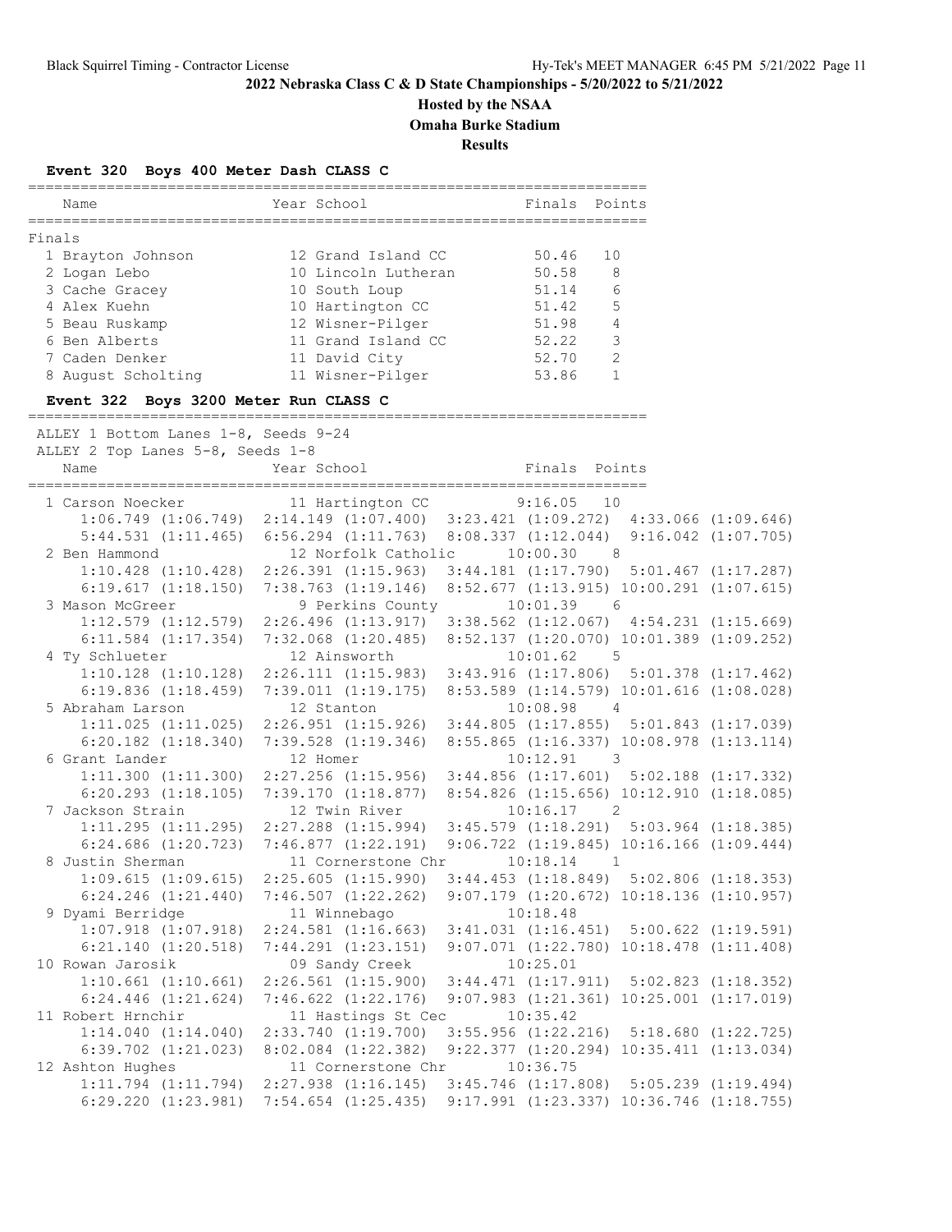# 2022 Nebraska Class C & D State Championships - 5/20/2022 to 5/21/2022

## Hosted by the NSAA

## Omaha Burke Stadium

## Results

### Event 320 Boys 400 Meter Dash CLASS C

Finals

| Place | Name | Year | School | Finals | Points |
|---|---|---|---|---|---|
| 1 | Brayton Johnson | 12 | Grand Island CC | 50.46 | 10 |
| 2 | Logan Lebo | 10 | Lincoln Lutheran | 50.58 | 8 |
| 3 | Cache Gracey | 10 | South Loup | 51.14 | 6 |
| 4 | Alex Kuehn | 10 | Hartington CC | 51.42 | 5 |
| 5 | Beau Ruskamp | 12 | Wisner-Pilger | 51.98 | 4 |
| 6 | Ben Alberts | 11 | Grand Island CC | 52.22 | 3 |
| 7 | Caden Denker | 11 | David City | 52.70 | 2 |
| 8 | August Scholting | 11 | Wisner-Pilger | 53.86 | 1 |

### Event 322 Boys 3200 Meter Run CLASS C

ALLEY 1 Bottom Lanes 1-8, Seeds 9-24
ALLEY 2 Top Lanes 5-8, Seeds 1-8

| Place | Name | Year | School | Finals | Points |
|---|---|---|---|---|---|
| 1 | Carson Noecker | 11 | Hartington CC | 9:16.05 | 10 |
| | 1:06.749 (1:06.749) | 2:14.149 (1:07.400) | 3:23.421 (1:09.272) | 4:33.066 (1:09.646) | |
| | 5:44.531 (1:11.465) | 6:56.294 (1:11.763) | 8:08.337 (1:12.044) | 9:16.042 (1:07.705) | |
| 2 | Ben Hammond | 12 | Norfolk Catholic | 10:00.30 | 8 |
| | 1:10.428 (1:10.428) | 2:26.391 (1:15.963) | 3:44.181 (1:17.790) | 5:01.467 (1:17.287) | |
| | 6:19.617 (1:18.150) | 7:38.763 (1:19.146) | 8:52.677 (1:13.915) | 10:00.291 (1:07.615) | |
| 3 | Mason McGreer | 9 | Perkins County | 10:01.39 | 6 |
| | 1:12.579 (1:12.579) | 2:26.496 (1:13.917) | 3:38.562 (1:12.067) | 4:54.231 (1:15.669) | |
| | 6:11.584 (1:17.354) | 7:32.068 (1:20.485) | 8:52.137 (1:20.070) | 10:01.389 (1:09.252) | |
| 4 | Ty Schlueter | 12 | Ainsworth | 10:01.62 | 5 |
| | 1:10.128 (1:10.128) | 2:26.111 (1:15.983) | 3:43.916 (1:17.806) | 5:01.378 (1:17.462) | |
| | 6:19.836 (1:18.459) | 7:39.011 (1:19.175) | 8:53.589 (1:14.579) | 10:01.616 (1:08.028) | |
| 5 | Abraham Larson | 12 | Stanton | 10:08.98 | 4 |
| | 1:11.025 (1:11.025) | 2:26.951 (1:15.926) | 3:44.805 (1:17.855) | 5:01.843 (1:17.039) | |
| | 6:20.182 (1:18.340) | 7:39.528 (1:19.346) | 8:55.865 (1:16.337) | 10:08.978 (1:13.114) | |
| 6 | Grant Lander | 12 | Homer | 10:12.91 | 3 |
| | 1:11.300 (1:11.300) | 2:27.256 (1:15.956) | 3:44.856 (1:17.601) | 5:02.188 (1:17.332) | |
| | 6:20.293 (1:18.105) | 7:39.170 (1:18.877) | 8:54.826 (1:15.656) | 10:12.910 (1:18.085) | |
| 7 | Jackson Strain | 12 | Twin River | 10:16.17 | 2 |
| | 1:11.295 (1:11.295) | 2:27.288 (1:15.994) | 3:45.579 (1:18.291) | 5:03.964 (1:18.385) | |
| | 6:24.686 (1:20.723) | 7:46.877 (1:22.191) | 9:06.722 (1:19.845) | 10:16.166 (1:09.444) | |
| 8 | Justin Sherman | 11 | Cornerstone Chr | 10:18.14 | 1 |
| | 1:09.615 (1:09.615) | 2:25.605 (1:15.990) | 3:44.453 (1:18.849) | 5:02.806 (1:18.353) | |
| | 6:24.246 (1:21.440) | 7:46.507 (1:22.262) | 9:07.179 (1:20.672) | 10:18.136 (1:10.957) | |
| 9 | Dyami Berridge | 11 | Winnebago | 10:18.48 | |
| | 1:07.918 (1:07.918) | 2:24.581 (1:16.663) | 3:41.031 (1:16.451) | 5:00.622 (1:19.591) | |
| | 6:21.140 (1:20.518) | 7:44.291 (1:23.151) | 9:07.071 (1:22.780) | 10:18.478 (1:11.408) | |
| 10 | Rowan Jarosik | 09 | Sandy Creek | 10:25.01 | |
| | 1:10.661 (1:10.661) | 2:26.561 (1:15.900) | 3:44.471 (1:17.911) | 5:02.823 (1:18.352) | |
| | 6:24.446 (1:21.624) | 7:46.622 (1:22.176) | 9:07.983 (1:21.361) | 10:25.001 (1:17.019) | |
| 11 | Robert Hrnchir | 11 | Hastings St Cec | 10:35.42 | |
| | 1:14.040 (1:14.040) | 2:33.740 (1:19.700) | 3:55.956 (1:22.216) | 5:18.680 (1:22.725) | |
| | 6:39.702 (1:21.023) | 8:02.084 (1:22.382) | 9:22.377 (1:20.294) | 10:35.411 (1:13.034) | |
| 12 | Ashton Hughes | 11 | Cornerstone Chr | 10:36.75 | |
| | 1:11.794 (1:11.794) | 2:27.938 (1:16.145) | 3:45.746 (1:17.808) | 5:05.239 (1:19.494) | |
| | 6:29.220 (1:23.981) | 7:54.654 (1:25.435) | 9:17.991 (1:23.337) | 10:36.746 (1:18.755) | |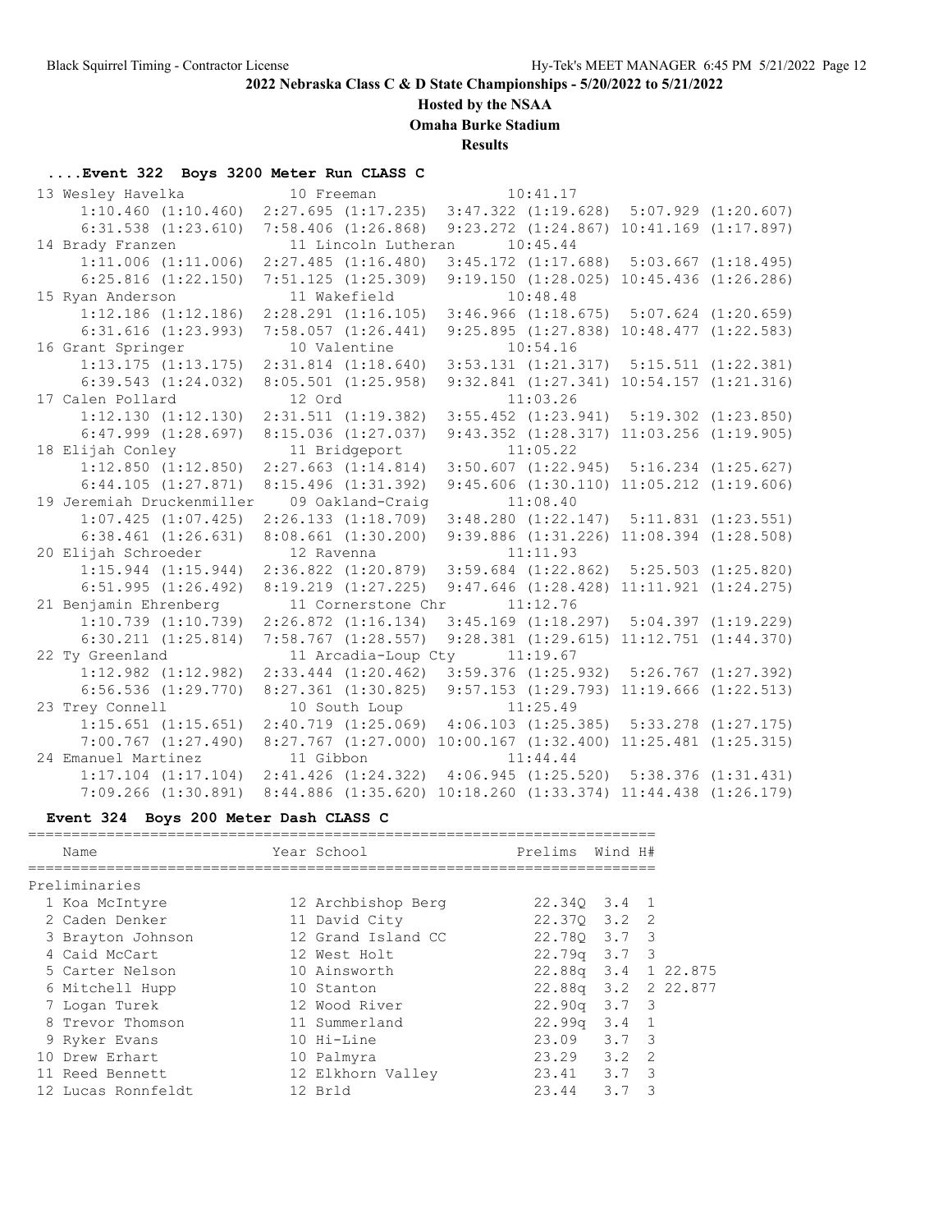## 2022 Nebraska Class C & D State Championships - 5/20/2022 to 5/21/2022

**Hosted by the NSAA**

**Omaha Burke Stadium**

**Results**

### ....Event 322 Boys 3200 Meter Run CLASS C

```
 13 Wesley Havelka          10 Freeman               10:41.17
      1:10.460 (1:10.460)  2:27.695 (1:17.235)  3:47.322 (1:19.628)  5:07.929 (1:20.607)
      6:31.538 (1:23.610)  7:58.406 (1:26.868)  9:23.272 (1:24.867) 10:41.169 (1:17.897)
 14 Brady Franzen           11 Lincoln Lutheran      10:45.44
      1:11.006 (1:11.006)  2:27.485 (1:16.480)  3:45.172 (1:17.688)  5:03.667 (1:18.495)
      6:25.816 (1:22.150)  7:51.125 (1:25.309)  9:19.150 (1:28.025) 10:45.436 (1:26.286)
 15 Ryan Anderson           11 Wakefield             10:48.48
      1:12.186 (1:12.186)  2:28.291 (1:16.105)  3:46.966 (1:18.675)  5:07.624 (1:20.659)
      6:31.616 (1:23.993)  7:58.057 (1:26.441)  9:25.895 (1:27.838) 10:48.477 (1:22.583)
 16 Grant Springer          10 Valentine             10:54.16
      1:13.175 (1:13.175)  2:31.814 (1:18.640)  3:53.131 (1:21.317)  5:15.511 (1:22.381)
      6:39.543 (1:24.032)  8:05.501 (1:25.958)  9:32.841 (1:27.341) 10:54.157 (1:21.316)
 17 Calen Pollard           12 Ord                   11:03.26
      1:12.130 (1:12.130)  2:31.511 (1:19.382)  3:55.452 (1:23.941)  5:19.302 (1:23.850)
      6:47.999 (1:28.697)  8:15.036 (1:27.037)  9:43.352 (1:28.317) 11:03.256 (1:19.905)
 18 Elijah Conley           11 Bridgeport            11:05.22
      1:12.850 (1:12.850)  2:27.663 (1:14.814)  3:50.607 (1:22.945)  5:16.234 (1:25.627)
      6:44.105 (1:27.871)  8:15.496 (1:31.392)  9:45.606 (1:30.110) 11:05.212 (1:19.606)
 19 Jeremiah Druckenmiller  09 Oakland-Craig         11:08.40
      1:07.425 (1:07.425)  2:26.133 (1:18.709)  3:48.280 (1:22.147)  5:11.831 (1:23.551)
      6:38.461 (1:26.631)  8:08.661 (1:30.200)  9:39.886 (1:31.226) 11:08.394 (1:28.508)
 20 Elijah Schroeder        12 Ravenna               11:11.93
      1:15.944 (1:15.944)  2:36.822 (1:20.879)  3:59.684 (1:22.862)  5:25.503 (1:25.820)
      6:51.995 (1:26.492)  8:19.219 (1:27.225)  9:47.646 (1:28.428) 11:11.921 (1:24.275)
 21 Benjamin Ehrenberg      11 Cornerstone Chr       11:12.76
      1:10.739 (1:10.739)  2:26.872 (1:16.134)  3:45.169 (1:18.297)  5:04.397 (1:19.229)
      6:30.211 (1:25.814)  7:58.767 (1:28.557)  9:28.381 (1:29.615) 11:12.751 (1:44.370)
 22 Ty Greenland            11 Arcadia-Loup Cty      11:19.67
      1:12.982 (1:12.982)  2:33.444 (1:20.462)  3:59.376 (1:25.932)  5:26.767 (1:27.392)
      6:56.536 (1:29.770)  8:27.361 (1:30.825)  9:57.153 (1:29.793) 11:19.666 (1:22.513)
 23 Trey Connell            10 South Loup            11:25.49
      1:15.651 (1:15.651)  2:40.719 (1:25.069)  4:06.103 (1:25.385)  5:33.278 (1:27.175)
      7:00.767 (1:27.490)  8:27.767 (1:27.000) 10:00.167 (1:32.400) 11:25.481 (1:25.315)
 24 Emanuel Martinez        11 Gibbon                11:44.44
      1:17.104 (1:17.104)  2:41.426 (1:24.322)  4:06.945 (1:25.520)  5:38.376 (1:31.431)
      7:09.266 (1:30.891)  8:44.886 (1:35.620) 10:18.260 (1:33.374) 11:44.438 (1:26.179)
```

### Event 324 Boys 200 Meter Dash CLASS C

| | Name | Year | School | Prelims | Wind | H# | |
|---|---|---|---|---|---|---|---|
| **Preliminaries** | | | | | | | |
| 1 | Koa McIntyre | 12 | Archbishop Berg | 22.34Q | 3.4 | 1 | |
| 2 | Caden Denker | 11 | David City | 22.37Q | 3.2 | 2 | |
| 3 | Brayton Johnson | 12 | Grand Island CC | 22.78Q | 3.7 | 3 | |
| 4 | Caid McCart | 12 | West Holt | 22.79q | 3.7 | 3 | |
| 5 | Carter Nelson | 10 | Ainsworth | 22.88q | 3.4 | 1 | 22.875 |
| 6 | Mitchell Hupp | 10 | Stanton | 22.88q | 3.2 | 2 | 22.877 |
| 7 | Logan Turek | 12 | Wood River | 22.90q | 3.7 | 3 | |
| 8 | Trevor Thomson | 11 | Summerland | 22.99q | 3.4 | 1 | |
| 9 | Ryker Evans | 10 | Hi-Line | 23.09 | 3.7 | 3 | |
| 10 | Drew Erhart | 10 | Palmyra | 23.29 | 3.2 | 2 | |
| 11 | Reed Bennett | 12 | Elkhorn Valley | 23.41 | 3.7 | 3 | |
| 12 | Lucas Ronnfeldt | 12 | Brld | 23.44 | 3.7 | 3 | |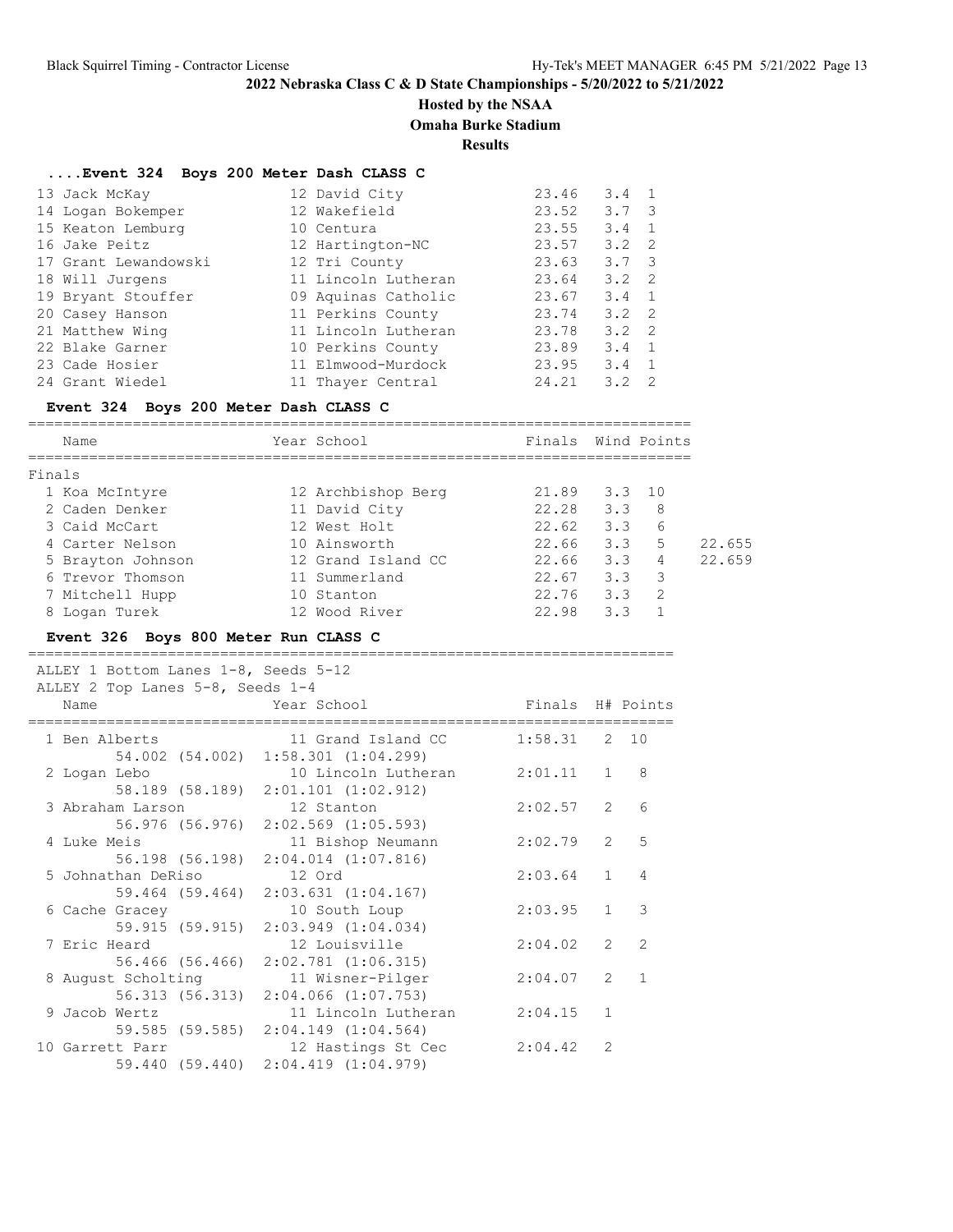**2022 Nebraska Class C & D State Championships - 5/20/2022 to 5/21/2022**

**Hosted by the NSAA**

**Omaha Burke Stadium**

**Results**

### ....Event 324 Boys 200 Meter Dash CLASS C

| Place | Name | Year | School | Time | Wind | H# |
|---|---|---|---|---|---|---|
| 13 | Jack McKay | 12 | David City | 23.46 | 3.4 | 1 |
| 14 | Logan Bokemper | 12 | Wakefield | 23.52 | 3.7 | 3 |
| 15 | Keaton Lemburg | 10 | Centura | 23.55 | 3.4 | 1 |
| 16 | Jake Peitz | 12 | Hartington-NC | 23.57 | 3.2 | 2 |
| 17 | Grant Lewandowski | 12 | Tri County | 23.63 | 3.7 | 3 |
| 18 | Will Jurgens | 11 | Lincoln Lutheran | 23.64 | 3.2 | 2 |
| 19 | Bryant Stouffer | 09 | Aquinas Catholic | 23.67 | 3.4 | 1 |
| 20 | Casey Hanson | 11 | Perkins County | 23.74 | 3.2 | 2 |
| 21 | Matthew Wing | 11 | Lincoln Lutheran | 23.78 | 3.2 | 2 |
| 22 | Blake Garner | 10 | Perkins County | 23.89 | 3.4 | 1 |
| 23 | Cade Hosier | 11 | Elmwood-Murdock | 23.95 | 3.4 | 1 |
| 24 | Grant Wiedel | 11 | Thayer Central | 24.21 | 3.2 | 2 |

### Event 324 Boys 200 Meter Dash CLASS C

Finals

| Place | Name | Year | School | Finals | Wind | Points | |
|---|---|---|---|---|---|---|---|
| 1 | Koa McIntyre | 12 | Archbishop Berg | 21.89 | 3.3 | 10 | |
| 2 | Caden Denker | 11 | David City | 22.28 | 3.3 | 8 | |
| 3 | Caid McCart | 12 | West Holt | 22.62 | 3.3 | 6 | |
| 4 | Carter Nelson | 10 | Ainsworth | 22.66 | 3.3 | 5 | 22.655 |
| 5 | Brayton Johnson | 12 | Grand Island CC | 22.66 | 3.3 | 4 | 22.659 |
| 6 | Trevor Thomson | 11 | Summerland | 22.67 | 3.3 | 3 | |
| 7 | Mitchell Hupp | 10 | Stanton | 22.76 | 3.3 | 2 | |
| 8 | Logan Turek | 12 | Wood River | 22.98 | 3.3 | 1 | |

### Event 326 Boys 800 Meter Run CLASS C

ALLEY 1 Bottom Lanes 1-8, Seeds 5-12
ALLEY 2 Top Lanes 5-8, Seeds 1-4

| Place | Name | Year | School | Finals | H# | Points |
|---|---|---|---|---|---|---|
| 1 | Ben Alberts | 11 | Grand Island CC | 1:58.31 | 2 | 10 |
| | 54.002 (54.002) 1:58.301 (1:04.299) | | | | | |
| 2 | Logan Lebo | 10 | Lincoln Lutheran | 2:01.11 | 1 | 8 |
| | 58.189 (58.189) 2:01.101 (1:02.912) | | | | | |
| 3 | Abraham Larson | 12 | Stanton | 2:02.57 | 2 | 6 |
| | 56.976 (56.976) 2:02.569 (1:05.593) | | | | | |
| 4 | Luke Meis | 11 | Bishop Neumann | 2:02.79 | 2 | 5 |
| | 56.198 (56.198) 2:04.014 (1:07.816) | | | | | |
| 5 | Johnathan DeRiso | 12 | Ord | 2:03.64 | 1 | 4 |
| | 59.464 (59.464) 2:03.631 (1:04.167) | | | | | |
| 6 | Cache Gracey | 10 | South Loup | 2:03.95 | 1 | 3 |
| | 59.915 (59.915) 2:03.949 (1:04.034) | | | | | |
| 7 | Eric Heard | 12 | Louisville | 2:04.02 | 2 | 2 |
| | 56.466 (56.466) 2:02.781 (1:06.315) | | | | | |
| 8 | August Scholting | 11 | Wisner-Pilger | 2:04.07 | 2 | 1 |
| | 56.313 (56.313) 2:04.066 (1:07.753) | | | | | |
| 9 | Jacob Wertz | 11 | Lincoln Lutheran | 2:04.15 | 1 | |
| | 59.585 (59.585) 2:04.149 (1:04.564) | | | | | |
| 10 | Garrett Parr | 12 | Hastings St Cec | 2:04.42 | 2 | |
| | 59.440 (59.440) 2:04.419 (1:04.979) | | | | | |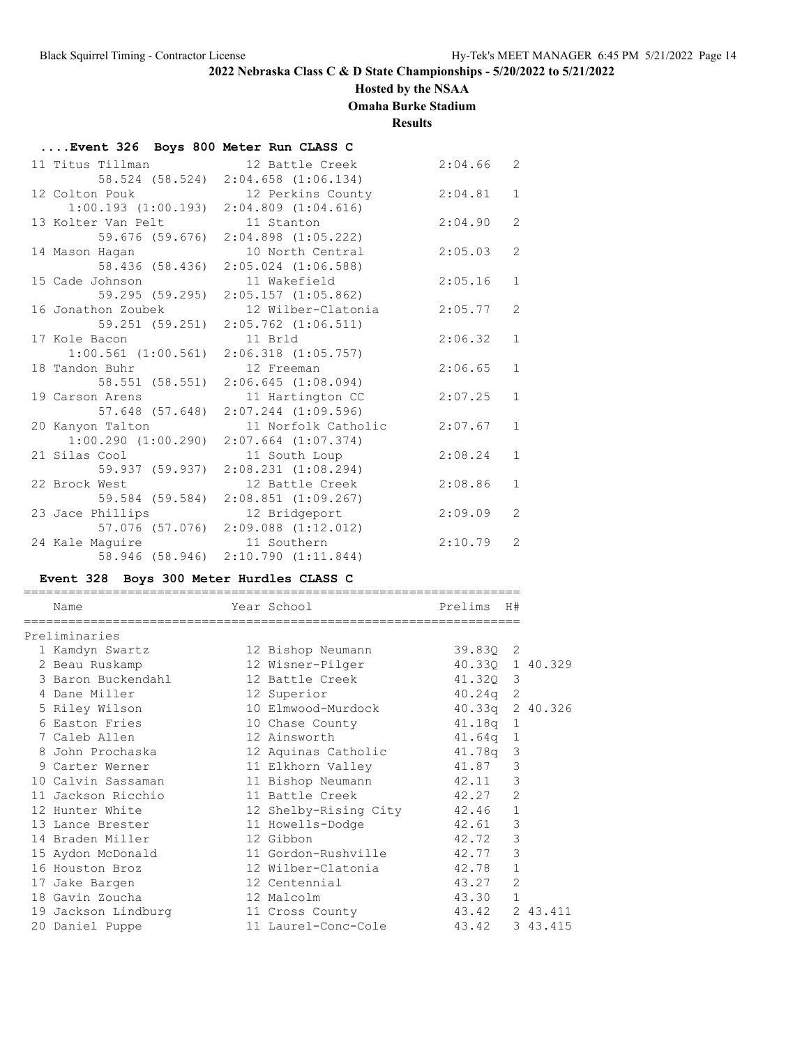# 2022 Nebraska Class C & D State Championships - 5/20/2022 to 5/21/2022

## Hosted by the NSAA

## Omaha Burke Stadium

## Results

### ....Event 326 Boys 800 Meter Run CLASS C

| Place | Name | Year | School | Finals | H# |
|---|---|---|---|---|---|
| 11 | Titus Tillman | 12 | Battle Creek | 2:04.66 | 2 |
| | 58.524 (58.524) 2:04.658 (1:06.134) | | | | |
| 12 | Colton Pouk | 12 | Perkins County | 2:04.81 | 1 |
| | 1:00.193 (1:00.193) 2:04.809 (1:04.616) | | | | |
| 13 | Kolter Van Pelt | 11 | Stanton | 2:04.90 | 2 |
| | 59.676 (59.676) 2:04.898 (1:05.222) | | | | |
| 14 | Mason Hagan | 10 | North Central | 2:05.03 | 2 |
| | 58.436 (58.436) 2:05.024 (1:06.588) | | | | |
| 15 | Cade Johnson | 11 | Wakefield | 2:05.16 | 1 |
| | 59.295 (59.295) 2:05.157 (1:05.862) | | | | |
| 16 | Jonathon Zoubek | 12 | Wilber-Clatonia | 2:05.77 | 2 |
| | 59.251 (59.251) 2:05.762 (1:06.511) | | | | |
| 17 | Kole Bacon | 11 | Brld | 2:06.32 | 1 |
| | 1:00.561 (1:00.561) 2:06.318 (1:05.757) | | | | |
| 18 | Tandon Buhr | 12 | Freeman | 2:06.65 | 1 |
| | 58.551 (58.551) 2:06.645 (1:08.094) | | | | |
| 19 | Carson Arens | 11 | Hartington CC | 2:07.25 | 1 |
| | 57.648 (57.648) 2:07.244 (1:09.596) | | | | |
| 20 | Kanyon Talton | 11 | Norfolk Catholic | 2:07.67 | 1 |
| | 1:00.290 (1:00.290) 2:07.664 (1:07.374) | | | | |
| 21 | Silas Cool | 11 | South Loup | 2:08.24 | 1 |
| | 59.937 (59.937) 2:08.231 (1:08.294) | | | | |
| 22 | Brock West | 12 | Battle Creek | 2:08.86 | 1 |
| | 59.584 (59.584) 2:08.851 (1:09.267) | | | | |
| 23 | Jace Phillips | 12 | Bridgeport | 2:09.09 | 2 |
| | 57.076 (57.076) 2:09.088 (1:12.012) | | | | |
| 24 | Kale Maguire | 11 | Southern | 2:10.79 | 2 |
| | 58.946 (58.946) 2:10.790 (1:11.844) | | | | |

### Event 328 Boys 300 Meter Hurdles CLASS C

| Place | Name | Year | School | Prelims | H# | |
|---|---|---|---|---|---|---|
| **Preliminaries** | | | | | | |
| 1 | Kamdyn Swartz | 12 | Bishop Neumann | 39.83Q | 2 | |
| 2 | Beau Ruskamp | 12 | Wisner-Pilger | 40.33Q | 1 | 40.329 |
| 3 | Baron Buckendahl | 12 | Battle Creek | 41.32Q | 3 | |
| 4 | Dane Miller | 12 | Superior | 40.24q | 2 | |
| 5 | Riley Wilson | 10 | Elmwood-Murdock | 40.33q | 2 | 40.326 |
| 6 | Easton Fries | 10 | Chase County | 41.18q | 1 | |
| 7 | Caleb Allen | 12 | Ainsworth | 41.64q | 1 | |
| 8 | John Prochaska | 12 | Aquinas Catholic | 41.78q | 3 | |
| 9 | Carter Werner | 11 | Elkhorn Valley | 41.87 | 3 | |
| 10 | Calvin Sassaman | 11 | Bishop Neumann | 42.11 | 3 | |
| 11 | Jackson Ricchio | 11 | Battle Creek | 42.27 | 2 | |
| 12 | Hunter White | 12 | Shelby-Rising City | 42.46 | 1 | |
| 13 | Lance Brester | 11 | Howells-Dodge | 42.61 | 3 | |
| 14 | Braden Miller | 12 | Gibbon | 42.72 | 3 | |
| 15 | Aydon McDonald | 11 | Gordon-Rushville | 42.77 | 3 | |
| 16 | Houston Broz | 12 | Wilber-Clatonia | 42.78 | 1 | |
| 17 | Jake Bargen | 12 | Centennial | 43.27 | 2 | |
| 18 | Gavin Zoucha | 12 | Malcolm | 43.30 | 1 | |
| 19 | Jackson Lindburg | 11 | Cross County | 43.42 | 2 | 43.411 |
| 20 | Daniel Puppe | 11 | Laurel-Conc-Cole | 43.42 | 3 | 43.415 |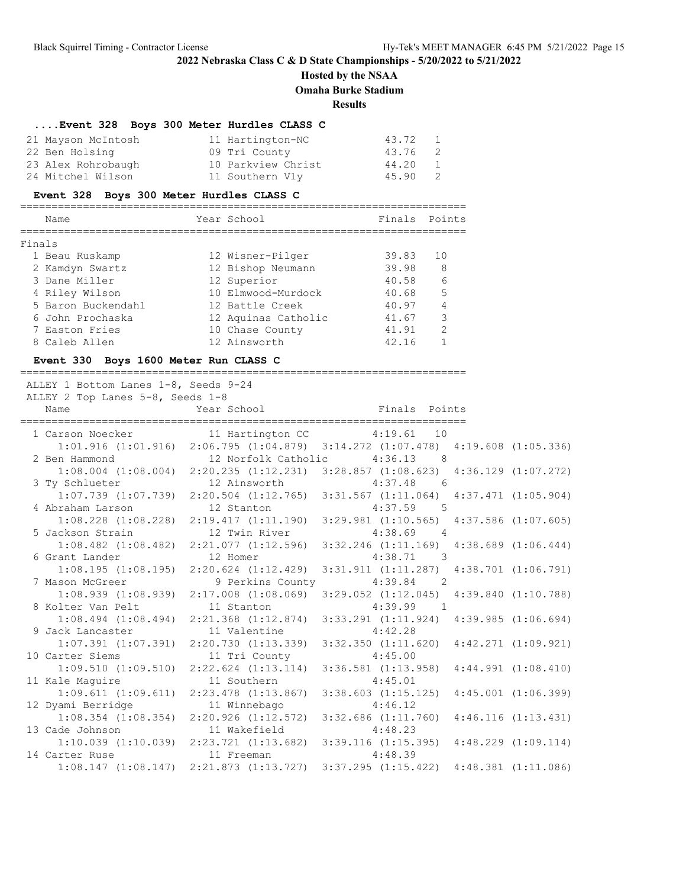**2022 Nebraska Class C & D State Championships - 5/20/2022 to 5/21/2022**

**Hosted by the NSAA**

**Omaha Burke Stadium**

**Results**

### ....Event 328 Boys 300 Meter Hurdles CLASS C

| Place | Name | Year | School | Time | Heat |
|---|---|---|---|---|---|
| 21 | Mayson McIntosh | 11 | Hartington-NC | 43.72 | 1 |
| 22 | Ben Holsing | 09 | Tri County | 43.76 | 2 |
| 23 | Alex Rohrobaugh | 10 | Parkview Christ | 44.20 | 1 |
| 24 | Mitchel Wilson | 11 | Southern Vly | 45.90 | 2 |

### Event 328 Boys 300 Meter Hurdles CLASS C

Finals

| Place | Name | Year | School | Finals | Points |
|---|---|---|---|---|---|
| 1 | Beau Ruskamp | 12 | Wisner-Pilger | 39.83 | 10 |
| 2 | Kamdyn Swartz | 12 | Bishop Neumann | 39.98 | 8 |
| 3 | Dane Miller | 12 | Superior | 40.58 | 6 |
| 4 | Riley Wilson | 10 | Elmwood-Murdock | 40.68 | 5 |
| 5 | Baron Buckendahl | 12 | Battle Creek | 40.97 | 4 |
| 6 | John Prochaska | 12 | Aquinas Catholic | 41.67 | 3 |
| 7 | Easton Fries | 10 | Chase County | 41.91 | 2 |
| 8 | Caleb Allen | 12 | Ainsworth | 42.16 | 1 |

### Event 330 Boys 1600 Meter Run CLASS C

ALLEY 1 Bottom Lanes 1-8, Seeds 9-24
ALLEY 2 Top Lanes 5-8, Seeds 1-8

| Place | Name | Year | School | Finals | Points |
|---|---|---|---|---|---|
| 1 | Carson Noecker | 11 | Hartington CC | 4:19.61 | 10 |
| | 1:01.916 (1:01.916) | | 2:06.795 (1:04.879) | 3:14.272 (1:07.478) | 4:19.608 (1:05.336) |
| 2 | Ben Hammond | 12 | Norfolk Catholic | 4:36.13 | 8 |
| | 1:08.004 (1:08.004) | | 2:20.235 (1:12.231) | 3:28.857 (1:08.623) | 4:36.129 (1:07.272) |
| 3 | Ty Schlueter | 12 | Ainsworth | 4:37.48 | 6 |
| | 1:07.739 (1:07.739) | | 2:20.504 (1:12.765) | 3:31.567 (1:11.064) | 4:37.471 (1:05.904) |
| 4 | Abraham Larson | 12 | Stanton | 4:37.59 | 5 |
| | 1:08.228 (1:08.228) | | 2:19.417 (1:11.190) | 3:29.981 (1:10.565) | 4:37.586 (1:07.605) |
| 5 | Jackson Strain | 12 | Twin River | 4:38.69 | 4 |
| | 1:08.482 (1:08.482) | | 2:21.077 (1:12.596) | 3:32.246 (1:11.169) | 4:38.689 (1:06.444) |
| 6 | Grant Lander | 12 | Homer | 4:38.71 | 3 |
| | 1:08.195 (1:08.195) | | 2:20.624 (1:12.429) | 3:31.911 (1:11.287) | 4:38.701 (1:06.791) |
| 7 | Mason McGreer | 9 | Perkins County | 4:39.84 | 2 |
| | 1:08.939 (1:08.939) | | 2:17.008 (1:08.069) | 3:29.052 (1:12.045) | 4:39.840 (1:10.788) |
| 8 | Kolter Van Pelt | 11 | Stanton | 4:39.99 | 1 |
| | 1:08.494 (1:08.494) | | 2:21.368 (1:12.874) | 3:33.291 (1:11.924) | 4:39.985 (1:06.694) |
| 9 | Jack Lancaster | 11 | Valentine | 4:42.28 | |
| | 1:07.391 (1:07.391) | | 2:20.730 (1:13.339) | 3:32.350 (1:11.620) | 4:42.271 (1:09.921) |
| 10 | Carter Siems | 11 | Tri County | 4:45.00 | |
| | 1:09.510 (1:09.510) | | 2:22.624 (1:13.114) | 3:36.581 (1:13.958) | 4:44.991 (1:08.410) |
| 11 | Kale Maguire | 11 | Southern | 4:45.01 | |
| | 1:09.611 (1:09.611) | | 2:23.478 (1:13.867) | 3:38.603 (1:15.125) | 4:45.001 (1:06.399) |
| 12 | Dyami Berridge | 11 | Winnebago | 4:46.12 | |
| | 1:08.354 (1:08.354) | | 2:20.926 (1:12.572) | 3:32.686 (1:11.760) | 4:46.116 (1:13.431) |
| 13 | Cade Johnson | 11 | Wakefield | 4:48.23 | |
| | 1:10.039 (1:10.039) | | 2:23.721 (1:13.682) | 3:39.116 (1:15.395) | 4:48.229 (1:09.114) |
| 14 | Carter Ruse | 11 | Freeman | 4:48.39 | |
| | 1:08.147 (1:08.147) | | 2:21.873 (1:13.727) | 3:37.295 (1:15.422) | 4:48.381 (1:11.086) |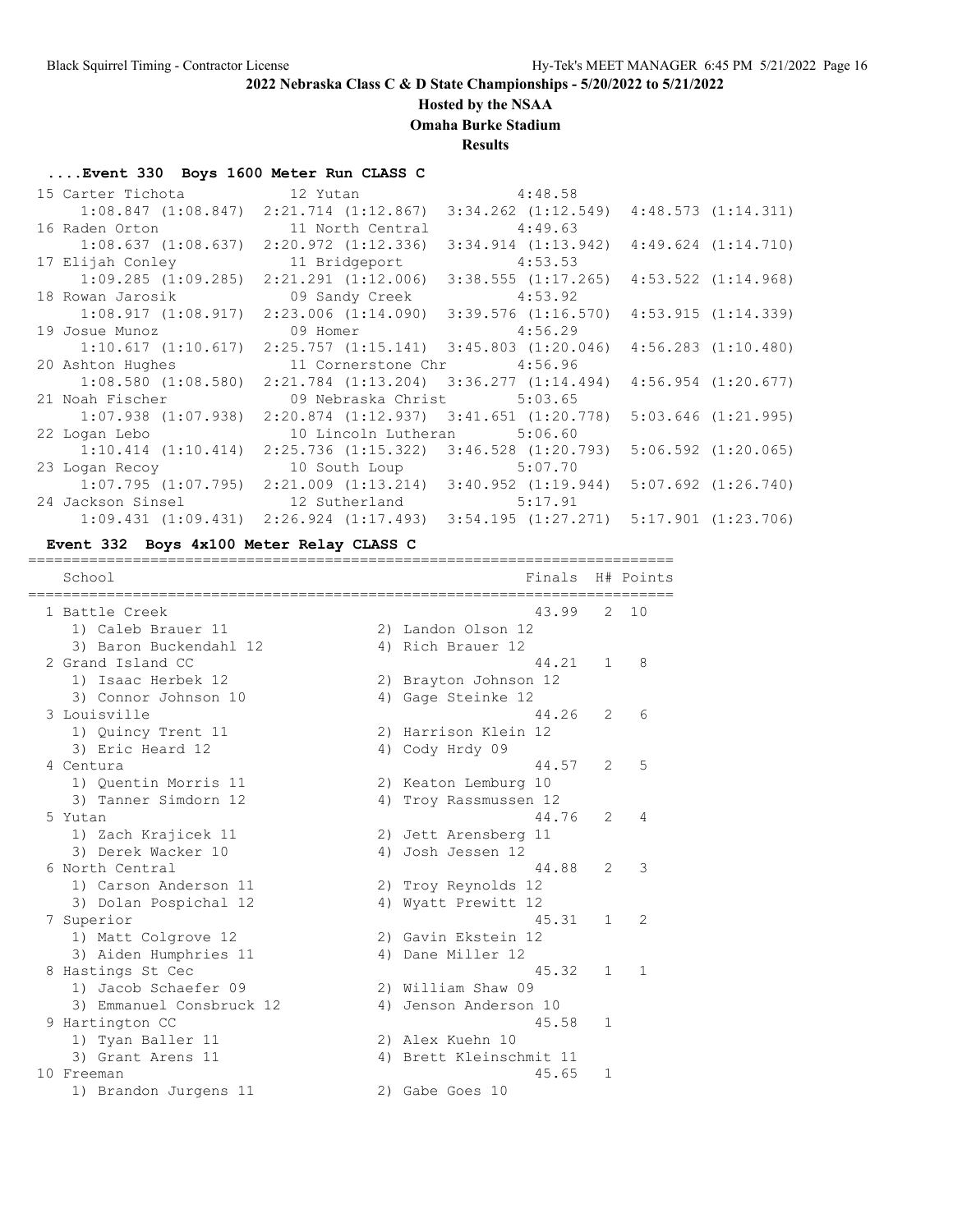# 2022 Nebraska Class C & D State Championships - 5/20/2022 to 5/21/2022

**Hosted by the NSAA**

**Omaha Burke Stadium**

**Results**

### ....Event 330 Boys 1600 Meter Run CLASS C

| Place | Name | Yr | School | Finals |
|---|---|---|---|---|
| 15 | Carter Tichota | 12 | Yutan | 4:48.58 |
| | 1:08.847 (1:08.847) | 2:21.714 (1:12.867) | 3:34.262 (1:12.549) | 4:48.573 (1:14.311) |
| 16 | Raden Orton | 11 | North Central | 4:49.63 |
| | 1:08.637 (1:08.637) | 2:20.972 (1:12.336) | 3:34.914 (1:13.942) | 4:49.624 (1:14.710) |
| 17 | Elijah Conley | 11 | Bridgeport | 4:53.53 |
| | 1:09.285 (1:09.285) | 2:21.291 (1:12.006) | 3:38.555 (1:17.265) | 4:53.522 (1:14.968) |
| 18 | Rowan Jarosik | 09 | Sandy Creek | 4:53.92 |
| | 1:08.917 (1:08.917) | 2:23.006 (1:14.090) | 3:39.576 (1:16.570) | 4:53.915 (1:14.339) |
| 19 | Josue Munoz | 09 | Homer | 4:56.29 |
| | 1:10.617 (1:10.617) | 2:25.757 (1:15.141) | 3:45.803 (1:20.046) | 4:56.283 (1:10.480) |
| 20 | Ashton Hughes | 11 | Cornerstone Chr | 4:56.96 |
| | 1:08.580 (1:08.580) | 2:21.784 (1:13.204) | 3:36.277 (1:14.494) | 4:56.954 (1:20.677) |
| 21 | Noah Fischer | 09 | Nebraska Christ | 5:03.65 |
| | 1:07.938 (1:07.938) | 2:20.874 (1:12.937) | 3:41.651 (1:20.778) | 5:03.646 (1:21.995) |
| 22 | Logan Lebo | 10 | Lincoln Lutheran | 5:06.60 |
| | 1:10.414 (1:10.414) | 2:25.736 (1:15.322) | 3:46.528 (1:20.793) | 5:06.592 (1:20.065) |
| 23 | Logan Recoy | 10 | South Loup | 5:07.70 |
| | 1:07.795 (1:07.795) | 2:21.009 (1:13.214) | 3:40.952 (1:19.944) | 5:07.692 (1:26.740) |
| 24 | Jackson Sinsel | 12 | Sutherland | 5:17.91 |
| | 1:09.431 (1:09.431) | 2:26.924 (1:17.493) | 3:54.195 (1:27.271) | 5:17.901 (1:23.706) |

### Event 332 Boys 4x100 Meter Relay CLASS C

| Place | School | Finals | H# | Points |
|---|---|---|---|---|
| 1 | Battle Creek | 43.99 | 2 | 10 |
| | 1) Caleb Brauer 11; 2) Landon Olson 12; 3) Baron Buckendahl 12; 4) Rich Brauer 12 | | | |
| 2 | Grand Island CC | 44.21 | 1 | 8 |
| | 1) Isaac Herbek 12; 2) Brayton Johnson 12; 3) Connor Johnson 10; 4) Gage Steinke 12 | | | |
| 3 | Louisville | 44.26 | 2 | 6 |
| | 1) Quincy Trent 11; 2) Harrison Klein 12; 3) Eric Heard 12; 4) Cody Hrdy 09 | | | |
| 4 | Centura | 44.57 | 2 | 5 |
| | 1) Quentin Morris 11; 2) Keaton Lemburg 10; 3) Tanner Simdorn 12; 4) Troy Rassmussen 12 | | | |
| 5 | Yutan | 44.76 | 2 | 4 |
| | 1) Zach Krajicek 11; 2) Jett Arensberg 11; 3) Derek Wacker 10; 4) Josh Jessen 12 | | | |
| 6 | North Central | 44.88 | 2 | 3 |
| | 1) Carson Anderson 11; 2) Troy Reynolds 12; 3) Dolan Pospichal 12; 4) Wyatt Prewitt 12 | | | |
| 7 | Superior | 45.31 | 1 | 2 |
| | 1) Matt Colgrove 12; 2) Gavin Ekstein 12; 3) Aiden Humphries 11; 4) Dane Miller 12 | | | |
| 8 | Hastings St Cec | 45.32 | 1 | 1 |
| | 1) Jacob Schaefer 09; 2) William Shaw 09; 3) Emmanuel Consbruck 12; 4) Jenson Anderson 10 | | | |
| 9 | Hartington CC | 45.58 | 1 | |
| | 1) Tyan Baller 11; 2) Alex Kuehn 10; 3) Grant Arens 11; 4) Brett Kleinschmit 11 | | | |
| 10 | Freeman | 45.65 | 1 | |
| | 1) Brandon Jurgens 11; 2) Gabe Goes 10 | | | |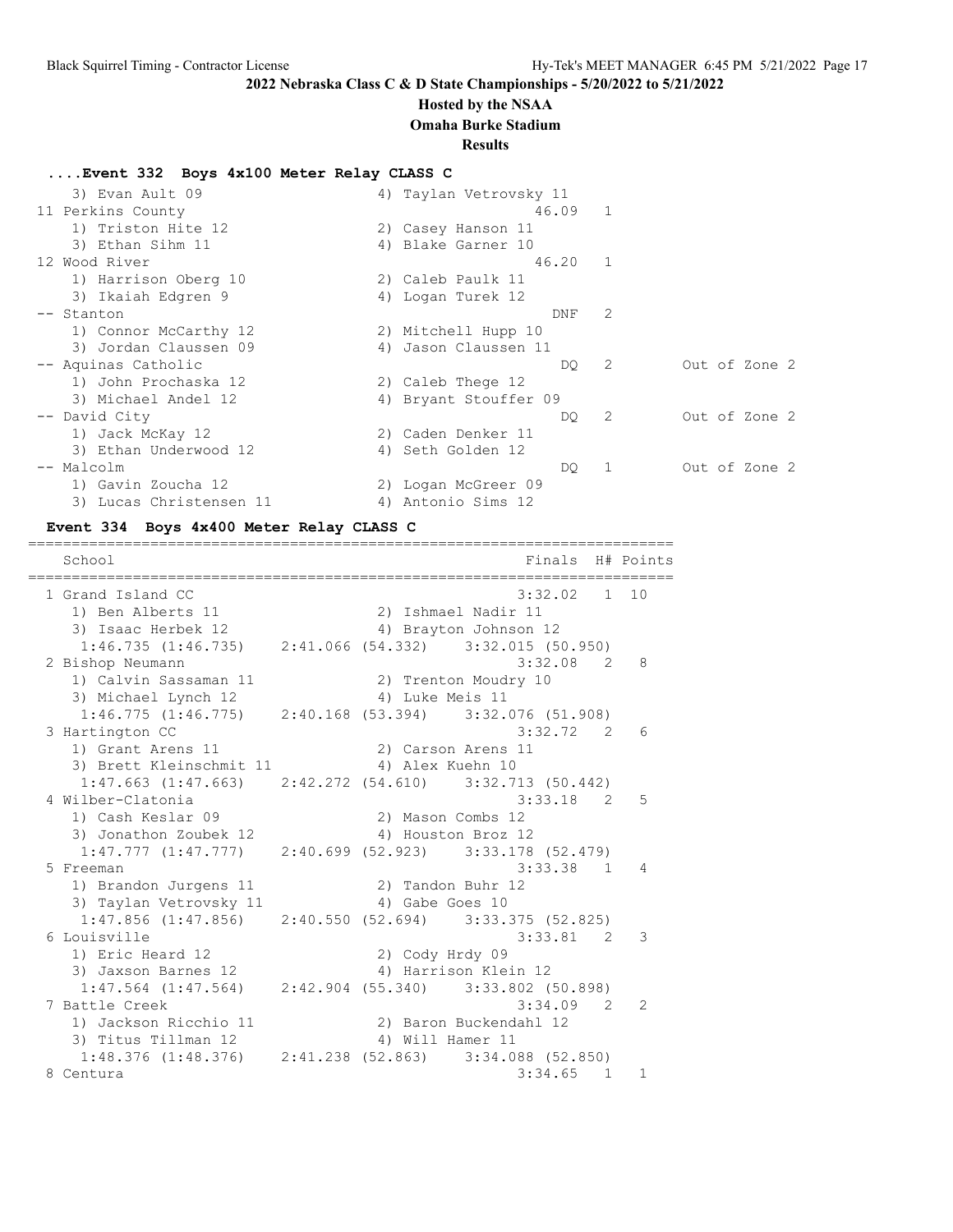## 2022 Nebraska Class C & D State Championships - 5/20/2022 to 5/21/2022

### Hosted by the NSAA

### Omaha Burke Stadium

### Results

#### ....Event 332 Boys 4x100 Meter Relay CLASS C

| Place | School | Finals | H# | Points | Note |
|---|---|---|---|---|---|
| | 3) Evan Ault 09 / 4) Taylan Vetrovsky 11 | | | | |
| 11 | Perkins County | 46.09 | 1 | | |
| | 1) Triston Hite 12 / 2) Casey Hanson 11 / 3) Ethan Sihm 11 / 4) Blake Garner 10 | | | | |
| 12 | Wood River | 46.20 | 1 | | |
| | 1) Harrison Oberg 10 / 2) Caleb Paulk 11 / 3) Ikaiah Edgren 9 / 4) Logan Turek 12 | | | | |
| -- | Stanton | DNF | 2 | | |
| | 1) Connor McCarthy 12 / 2) Mitchell Hupp 10 / 3) Jordan Claussen 09 / 4) Jason Claussen 11 | | | | |
| -- | Aquinas Catholic | DQ | 2 | | Out of Zone 2 |
| | 1) John Prochaska 12 / 2) Caleb Thege 12 / 3) Michael Andel 12 / 4) Bryant Stouffer 09 | | | | |
| -- | David City | DQ | 2 | | Out of Zone 2 |
| | 1) Jack McKay 12 / 2) Caden Denker 11 / 3) Ethan Underwood 12 / 4) Seth Golden 12 | | | | |
| -- | Malcolm | DQ | 1 | | Out of Zone 2 |
| | 1) Gavin Zoucha 12 / 2) Logan McGreer 09 / 3) Lucas Christensen 11 / 4) Antonio Sims 12 | | | | |

#### Event 334 Boys 4x400 Meter Relay CLASS C

| Place | School | Finals | H# | Points |
|---|---|---|---|---|
| 1 | Grand Island CC | 3:32.02 | 1 | 10 |
| | 1) Ben Alberts 11 / 2) Ishmael Nadir 11 / 3) Isaac Herbek 12 / 4) Brayton Johnson 12 | | | |
| | 1:46.735 (1:46.735) 2:41.066 (54.332) 3:32.015 (50.950) | | | |
| 2 | Bishop Neumann | 3:32.08 | 2 | 8 |
| | 1) Calvin Sassaman 11 / 2) Trenton Moudry 10 / 3) Michael Lynch 12 / 4) Luke Meis 11 | | | |
| | 1:46.775 (1:46.775) 2:40.168 (53.394) 3:32.076 (51.908) | | | |
| 3 | Hartington CC | 3:32.72 | 2 | 6 |
| | 1) Grant Arens 11 / 2) Carson Arens 11 / 3) Brett Kleinschmit 11 / 4) Alex Kuehn 10 | | | |
| | 1:47.663 (1:47.663) 2:42.272 (54.610) 3:32.713 (50.442) | | | |
| 4 | Wilber-Clatonia | 3:33.18 | 2 | 5 |
| | 1) Cash Keslar 09 / 2) Mason Combs 12 / 3) Jonathon Zoubek 12 / 4) Houston Broz 12 | | | |
| | 1:47.777 (1:47.777) 2:40.699 (52.923) 3:33.178 (52.479) | | | |
| 5 | Freeman | 3:33.38 | 1 | 4 |
| | 1) Brandon Jurgens 11 / 2) Tandon Buhr 12 / 3) Taylan Vetrovsky 11 / 4) Gabe Goes 10 | | | |
| | 1:47.856 (1:47.856) 2:40.550 (52.694) 3:33.375 (52.825) | | | |
| 6 | Louisville | 3:33.81 | 2 | 3 |
| | 1) Eric Heard 12 / 2) Cody Hrdy 09 / 3) Jaxson Barnes 12 / 4) Harrison Klein 12 | | | |
| | 1:47.564 (1:47.564) 2:42.904 (55.340) 3:33.802 (50.898) | | | |
| 7 | Battle Creek | 3:34.09 | 2 | 2 |
| | 1) Jackson Ricchio 11 / 2) Baron Buckendahl 12 / 3) Titus Tillman 12 / 4) Will Hamer 11 | | | |
| | 1:48.376 (1:48.376) 2:41.238 (52.863) 3:34.088 (52.850) | | | |
| 8 | Centura | 3:34.65 | 1 | 1 |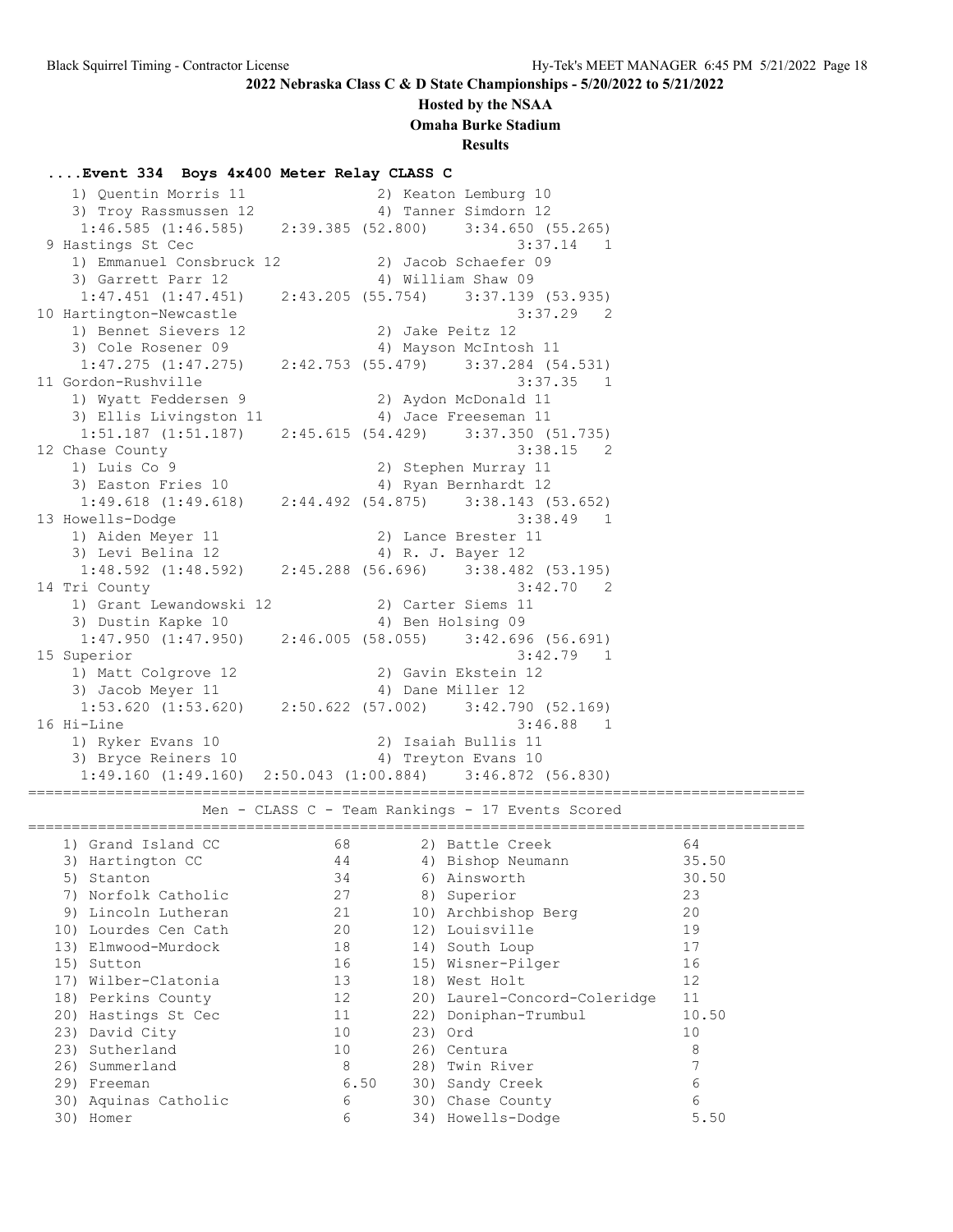**2022 Nebraska Class C & D State Championships - 5/20/2022 to 5/21/2022**

**Hosted by the NSAA**

**Omaha Burke Stadium**

**Results**

### ....Event 334 Boys 4x400 Meter Relay CLASS C

```
    1) Quentin Morris 11              2) Keaton Lemburg 10
    3) Troy Rassmussen 12             4) Tanner Simdorn 12
     1:46.585 (1:46.585)    2:39.385 (52.800)    3:34.650 (55.265)
 9 Hastings St Cec                                    3:37.14   1
    1) Emmanuel Consbruck 12          2) Jacob Schaefer 09
    3) Garrett Parr 12                4) William Shaw 09
     1:47.451 (1:47.451)    2:43.205 (55.754)    3:37.139 (53.935)
10 Hartington-Newcastle                                3:37.29   2
    1) Bennet Sievers 12              2) Jake Peitz 12
    3) Cole Rosener 09                4) Mayson McIntosh 11
     1:47.275 (1:47.275)    2:42.753 (55.479)    3:37.284 (54.531)
11 Gordon-Rushville                                    3:37.35   1
    1) Wyatt Feddersen 9              2) Aydon McDonald 11
    3) Ellis Livingston 11            4) Jace Freeseman 11
     1:51.187 (1:51.187)    2:45.615 (54.429)    3:37.350 (51.735)
12 Chase County                                        3:38.15   2
    1) Luis Co 9                      2) Stephen Murray 11
    3) Easton Fries 10                4) Ryan Bernhardt 12
     1:49.618 (1:49.618)    2:44.492 (54.875)    3:38.143 (53.652)
13 Howells-Dodge                                       3:38.49   1
    1) Aiden Meyer 11                 2) Lance Brester 11
    3) Levi Belina 12                 4) R. J. Bayer 12
     1:48.592 (1:48.592)    2:45.288 (56.696)    3:38.482 (53.195)
14 Tri County                                          3:42.70   2
    1) Grant Lewandowski 12           2) Carter Siems 11
    3) Dustin Kapke 10                4) Ben Holsing 09
     1:47.950 (1:47.950)    2:46.005 (58.055)    3:42.696 (56.691)
15 Superior                                            3:42.79   1
    1) Matt Colgrove 12               2) Gavin Ekstein 12
    3) Jacob Meyer 11                 4) Dane Miller 12
     1:53.620 (1:53.620)    2:50.622 (57.002)    3:42.790 (52.169)
16 Hi-Line                                             3:46.88   1
    1) Ryker Evans 10                 2) Isaiah Bullis 11
    3) Bryce Reiners 10               4) Treyton Evans 10
     1:49.160 (1:49.160)  2:50.043 (1:00.884)    3:46.872 (56.830)
```

### Men - CLASS C - Team Rankings - 17 Events Scored

| Rank | Team | Points | Rank | Team | Points |
|---|---|---|---|---|---|
| 1) | Grand Island CC | 68 | 2) | Battle Creek | 64 |
| 3) | Hartington CC | 44 | 4) | Bishop Neumann | 35.50 |
| 5) | Stanton | 34 | 6) | Ainsworth | 30.50 |
| 7) | Norfolk Catholic | 27 | 8) | Superior | 23 |
| 9) | Lincoln Lutheran | 21 | 10) | Archbishop Berg | 20 |
| 10) | Lourdes Cen Cath | 20 | 12) | Louisville | 19 |
| 13) | Elmwood-Murdock | 18 | 14) | South Loup | 17 |
| 15) | Sutton | 16 | 15) | Wisner-Pilger | 16 |
| 17) | Wilber-Clatonia | 13 | 18) | West Holt | 12 |
| 18) | Perkins County | 12 | 20) | Laurel-Concord-Coleridge | 11 |
| 20) | Hastings St Cec | 11 | 22) | Doniphan-Trumbul | 10.50 |
| 23) | David City | 10 | 23) | Ord | 10 |
| 23) | Sutherland | 10 | 26) | Centura | 8 |
| 26) | Summerland | 8 | 28) | Twin River | 7 |
| 29) | Freeman | 6.50 | 30) | Sandy Creek | 6 |
| 30) | Aquinas Catholic | 6 | 30) | Chase County | 6 |
| 30) | Homer | 6 | 34) | Howells-Dodge | 5.50 |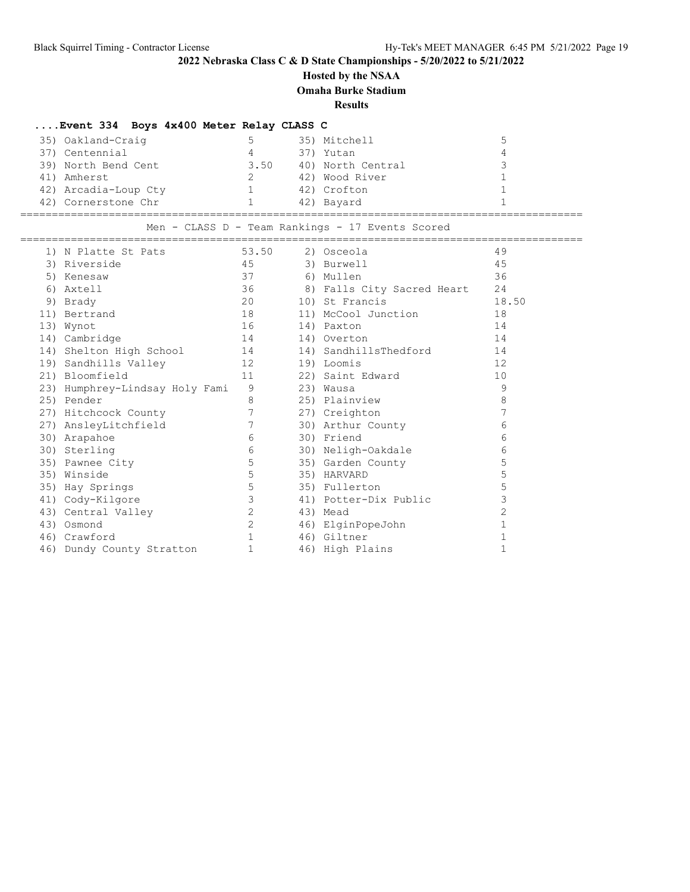## 2022 Nebraska Class C & D State Championships - 5/20/2022 to 5/21/2022

**Hosted by the NSAA**

**Omaha Burke Stadium**

**Results**

### ....Event 334 Boys 4x400 Meter Relay CLASS C

| | | | | | |
|---|---|---|---|---|---|
| 35) | Oakland-Craig | 5 | 35) | Mitchell | 5 |
| 37) | Centennial | 4 | 37) | Yutan | 4 |
| 39) | North Bend Cent | 3.50 | 40) | North Central | 3 |
| 41) | Amherst | 2 | 42) | Wood River | 1 |
| 42) | Arcadia-Loup Cty | 1 | 42) | Crofton | 1 |
| 42) | Cornerstone Chr | 1 | 42) | Bayard | 1 |

### Men - CLASS D - Team Rankings - 17 Events Scored

| | | | | | |
|---|---|---|---|---|---|
| 1) | N Platte St Pats | 53.50 | 2) | Osceola | 49 |
| 3) | Riverside | 45 | 3) | Burwell | 45 |
| 5) | Kenesaw | 37 | 6) | Mullen | 36 |
| 6) | Axtell | 36 | 8) | Falls City Sacred Heart | 24 |
| 9) | Brady | 20 | 10) | St Francis | 18.50 |
| 11) | Bertrand | 18 | 11) | McCool Junction | 18 |
| 13) | Wynot | 16 | 14) | Paxton | 14 |
| 14) | Cambridge | 14 | 14) | Overton | 14 |
| 14) | Shelton High School | 14 | 14) | SandhillsThedford | 14 |
| 19) | Sandhills Valley | 12 | 19) | Loomis | 12 |
| 21) | Bloomfield | 11 | 22) | Saint Edward | 10 |
| 23) | Humphrey-Lindsay Holy Fami | 9 | 23) | Wausa | 9 |
| 25) | Pender | 8 | 25) | Plainview | 8 |
| 27) | Hitchcock County | 7 | 27) | Creighton | 7 |
| 27) | AnsleyLitchfield | 7 | 30) | Arthur County | 6 |
| 30) | Arapahoe | 6 | 30) | Friend | 6 |
| 30) | Sterling | 6 | 30) | Neligh-Oakdale | 6 |
| 35) | Pawnee City | 5 | 35) | Garden County | 5 |
| 35) | Winside | 5 | 35) | HARVARD | 5 |
| 35) | Hay Springs | 5 | 35) | Fullerton | 5 |
| 41) | Cody-Kilgore | 3 | 41) | Potter-Dix Public | 3 |
| 43) | Central Valley | 2 | 43) | Mead | 2 |
| 43) | Osmond | 2 | 46) | ElginPopeJohn | 1 |
| 46) | Crawford | 1 | 46) | Giltner | 1 |
| 46) | Dundy County Stratton | 1 | 46) | High Plains | 1 |